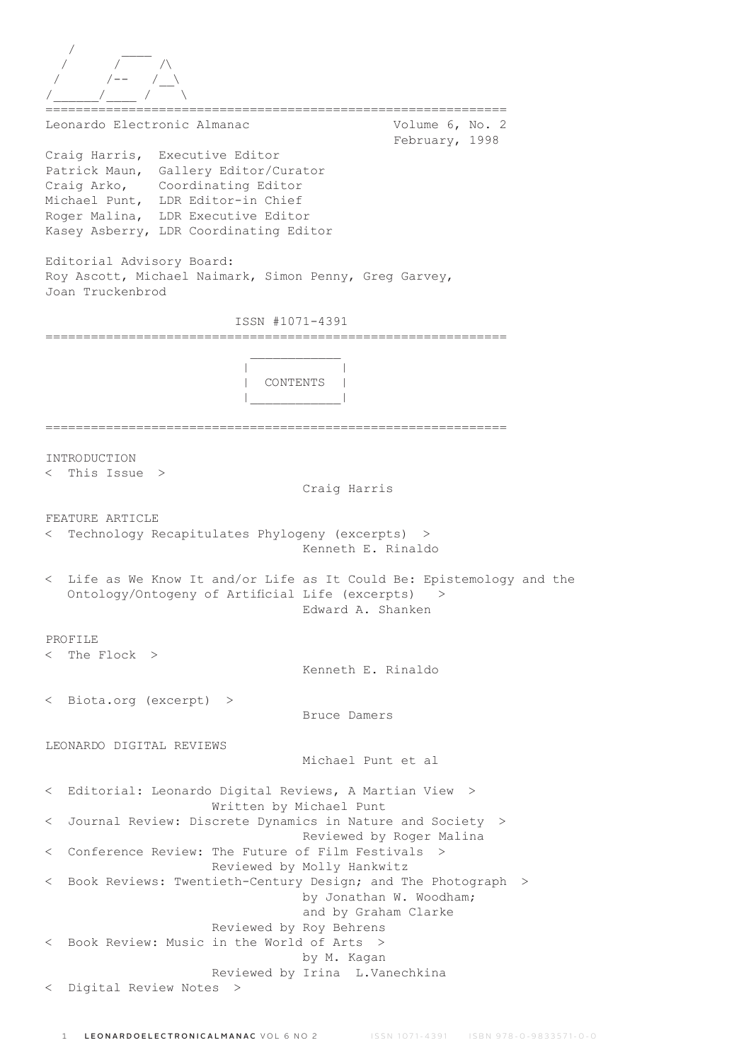```
   /       ____
  /      /      /\
 /      /--    /__\
/______/____ /    \
```

=============================================================

Leonardo Electronic Almanac — Volume 6, No. 2, February, 1998

Craig Harris, Executive Editor
Patrick Maun, Gallery Editor/Curator
Craig Arko, Coordinating Editor
Michael Punt, LDR Editor-in Chief
Roger Malina, LDR Executive Editor
Kasey Asberry, LDR Coordinating Editor

Editorial Advisory Board:
Roy Ascott, Michael Naimark, Simon Penny, Greg Garvey, Joan Truckenbrod

ISSN #1071-4391

=============================================================

## CONTENTS

=============================================================

INTRODUCTION

< This Issue > — Craig Harris

FEATURE ARTICLE

< Technology Recapitulates Phylogeny (excerpts) > — Kenneth E. Rinaldo

< Life as We Know It and/or Life as It Could Be: Epistemology and the Ontology/Ontogeny of Artificial Life (excerpts) > — Edward A. Shanken

PROFILE

< The Flock > — Kenneth E. Rinaldo

< Biota.org (excerpt) > — Bruce Damers

LEONARDO DIGITAL REVIEWS — Michael Punt et al

< Editorial: Leonardo Digital Reviews, A Martian View > Written by Michael Punt

< Journal Review: Discrete Dynamics in Nature and Society > Reviewed by Roger Malina

< Conference Review: The Future of Film Festivals > Reviewed by Molly Hankwitz

< Book Reviews: Twentieth-Century Design; and The Photograph > by Jonathan W. Woodham; and by Graham Clarke. Reviewed by Roy Behrens

< Book Review: Music in the World of Arts > by M. Kagan. Reviewed by Irina L.Vanechkina

< Digital Review Notes >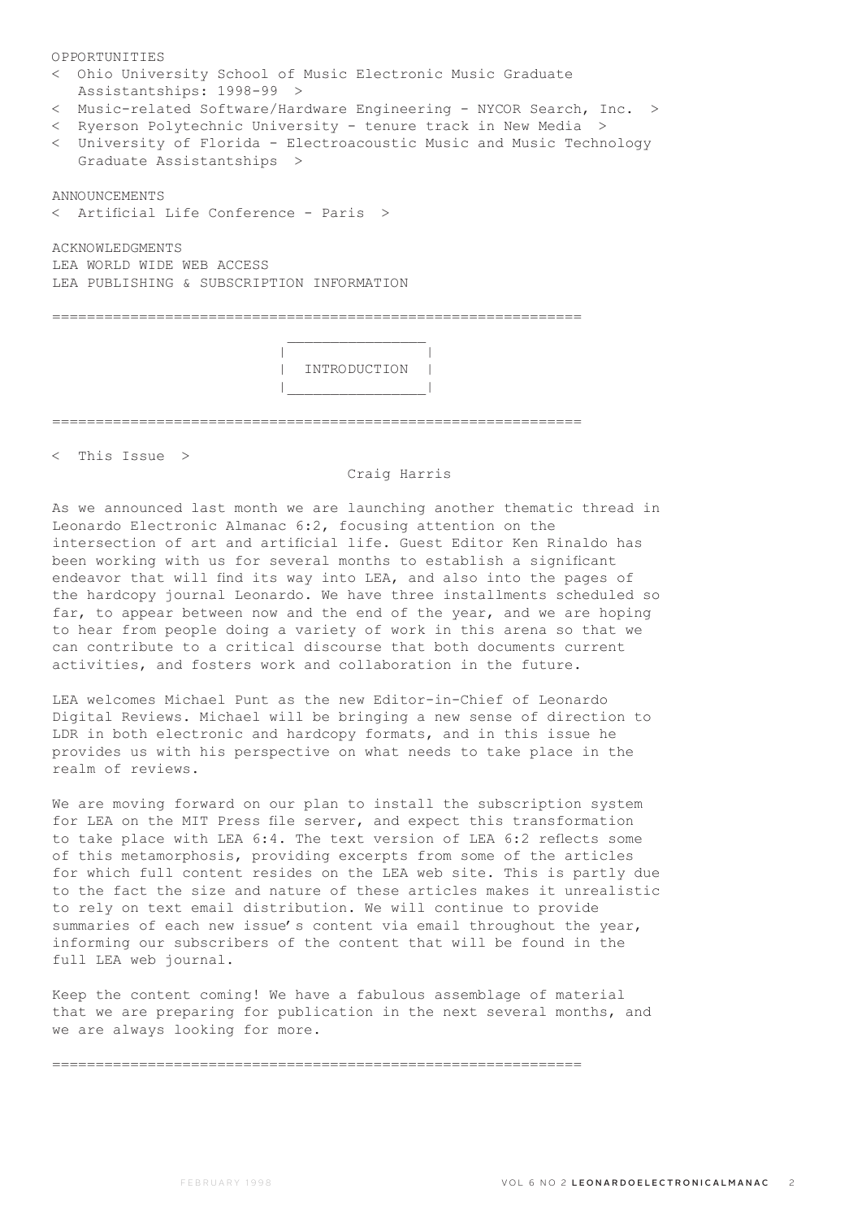OPPORTUNITIES

< Ohio University School of Music Electronic Music Graduate Assistantships: 1998-99 >

< Music-related Software/Hardware Engineering - NYCOR Search, Inc. >

< Ryerson Polytechnic University - tenure track in New Media >

< University of Florida - Electroacoustic Music and Music Technology Graduate Assistantships >

ANNOUNCEMENTS

< Artificial Life Conference - Paris >

ACKNOWLEDGMENTS

LEA WORLD WIDE WEB ACCESS

LEA PUBLISHING & SUBSCRIPTION INFORMATION

---

# INTRODUCTION

---

## < This Issue >

Craig Harris

As we announced last month we are launching another thematic thread in Leonardo Electronic Almanac 6:2, focusing attention on the intersection of art and artificial life. Guest Editor Ken Rinaldo has been working with us for several months to establish a significant endeavor that will find its way into LEA, and also into the pages of the hardcopy journal Leonardo. We have three installments scheduled so far, to appear between now and the end of the year, and we are hoping to hear from people doing a variety of work in this arena so that we can contribute to a critical discourse that both documents current activities, and fosters work and collaboration in the future.

LEA welcomes Michael Punt as the new Editor-in-Chief of Leonardo Digital Reviews. Michael will be bringing a new sense of direction to LDR in both electronic and hardcopy formats, and in this issue he provides us with his perspective on what needs to take place in the realm of reviews.

We are moving forward on our plan to install the subscription system for LEA on the MIT Press file server, and expect this transformation to take place with LEA 6:4. The text version of LEA 6:2 reflects some of this metamorphosis, providing excerpts from some of the articles for which full content resides on the LEA web site. This is partly due to the fact the size and nature of these articles makes it unrealistic to rely on text email distribution. We will continue to provide summaries of each new issue's content via email throughout the year, informing our subscribers of the content that will be found in the full LEA web journal.

Keep the content coming! We have a fabulous assemblage of material that we are preparing for publication in the next several months, and we are always looking for more.

---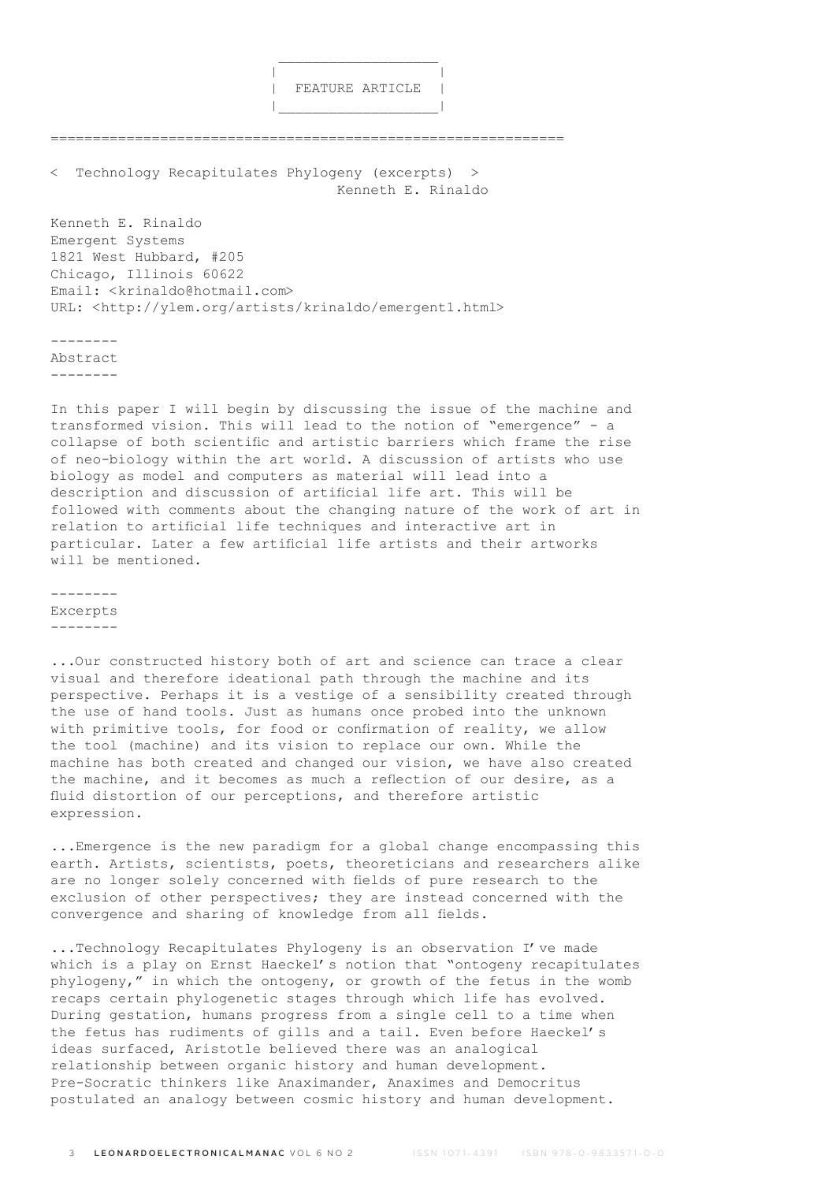# FEATURE ARTICLE

## < Technology Recapitulates Phylogeny (excerpts) >

Kenneth E. Rinaldo

Kenneth E. Rinaldo
Emergent Systems
1821 West Hubbard, #205
Chicago, Illinois 60622
Email: <krinaldo@hotmail.com>
URL: <http://ylem.org/artists/krinaldo/emergent1.html>

### Abstract

In this paper I will begin by discussing the issue of the machine and transformed vision. This will lead to the notion of "emergence" - a collapse of both scientific and artistic barriers which frame the rise of neo-biology within the art world. A discussion of artists who use biology as model and computers as material will lead into a description and discussion of artificial life art. This will be followed with comments about the changing nature of the work of art in relation to artificial life techniques and interactive art in particular. Later a few artificial life artists and their artworks will be mentioned.

### Excerpts

...Our constructed history both of art and science can trace a clear visual and therefore ideational path through the machine and its perspective. Perhaps it is a vestige of a sensibility created through the use of hand tools. Just as humans once probed into the unknown with primitive tools, for food or confirmation of reality, we allow the tool (machine) and its vision to replace our own. While the machine has both created and changed our vision, we have also created the machine, and it becomes as much a reflection of our desire, as a fluid distortion of our perceptions, and therefore artistic expression.

...Emergence is the new paradigm for a global change encompassing this earth. Artists, scientists, poets, theoreticians and researchers alike are no longer solely concerned with fields of pure research to the exclusion of other perspectives; they are instead concerned with the convergence and sharing of knowledge from all fields.

...Technology Recapitulates Phylogeny is an observation I've made which is a play on Ernst Haeckel's notion that "ontogeny recapitulates phylogeny," in which the ontogeny, or growth of the fetus in the womb recaps certain phylogenetic stages through which life has evolved. During gestation, humans progress from a single cell to a time when the fetus has rudiments of gills and a tail. Even before Haeckel's ideas surfaced, Aristotle believed there was an analogical relationship between organic history and human development. Pre-Socratic thinkers like Anaximander, Anaximes and Democritus postulated an analogy between cosmic history and human development.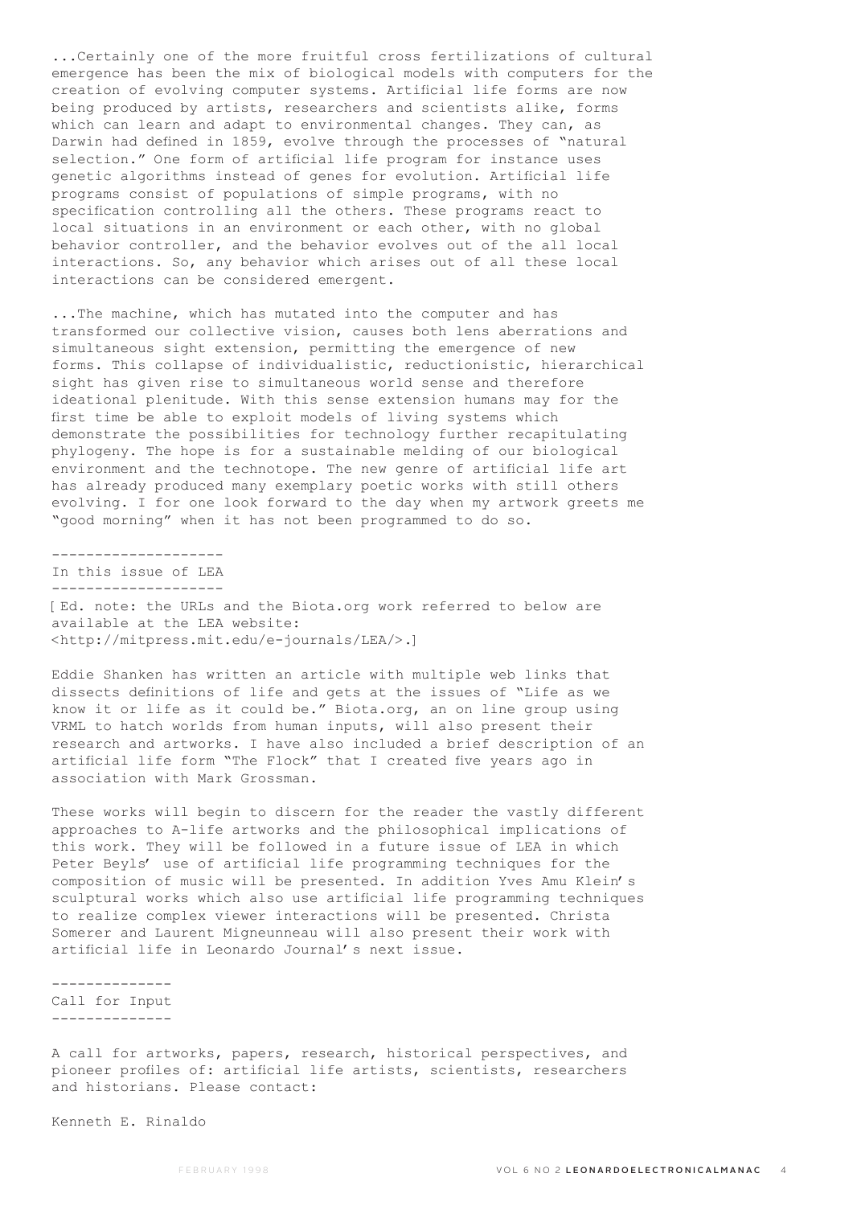...Certainly one of the more fruitful cross fertilizations of cultural emergence has been the mix of biological models with computers for the creation of evolving computer systems. Artificial life forms are now being produced by artists, researchers and scientists alike, forms which can learn and adapt to environmental changes. They can, as Darwin had defined in 1859, evolve through the processes of "natural selection." One form of artificial life program for instance uses genetic algorithms instead of genes for evolution. Artificial life programs consist of populations of simple programs, with no specification controlling all the others. These programs react to local situations in an environment or each other, with no global behavior controller, and the behavior evolves out of the all local interactions. So, any behavior which arises out of all these local interactions can be considered emergent.

...The machine, which has mutated into the computer and has transformed our collective vision, causes both lens aberrations and simultaneous sight extension, permitting the emergence of new forms. This collapse of individualistic, reductionistic, hierarchical sight has given rise to simultaneous world sense and therefore ideational plenitude. With this sense extension humans may for the first time be able to exploit models of living systems which demonstrate the possibilities for technology further recapitulating phylogeny. The hope is for a sustainable melding of our biological environment and the technotope. The new genre of artificial life art has already produced many exemplary poetic works with still others evolving. I for one look forward to the day when my artwork greets me "good morning" when it has not been programmed to do so.

## In this issue of LEA

[Ed. note: the URLs and the Biota.org work referred to below are available at the LEA website: <http://mitpress.mit.edu/e-journals/LEA/>.]

Eddie Shanken has written an article with multiple web links that dissects definitions of life and gets at the issues of "Life as we know it or life as it could be." Biota.org, an on line group using VRML to hatch worlds from human inputs, will also present their research and artworks. I have also included a brief description of an artificial life form "The Flock" that I created five years ago in association with Mark Grossman.

These works will begin to discern for the reader the vastly different approaches to A-life artworks and the philosophical implications of this work. They will be followed in a future issue of LEA in which Peter Beyls' use of artificial life programming techniques for the composition of music will be presented. In addition Yves Amu Klein's sculptural works which also use artificial life programming techniques to realize complex viewer interactions will be presented. Christa Somerer and Laurent Migneunneau will also present their work with artificial life in Leonardo Journal's next issue.

## Call for Input

A call for artworks, papers, research, historical perspectives, and pioneer profiles of: artificial life artists, scientists, researchers and historians. Please contact:

Kenneth E. Rinaldo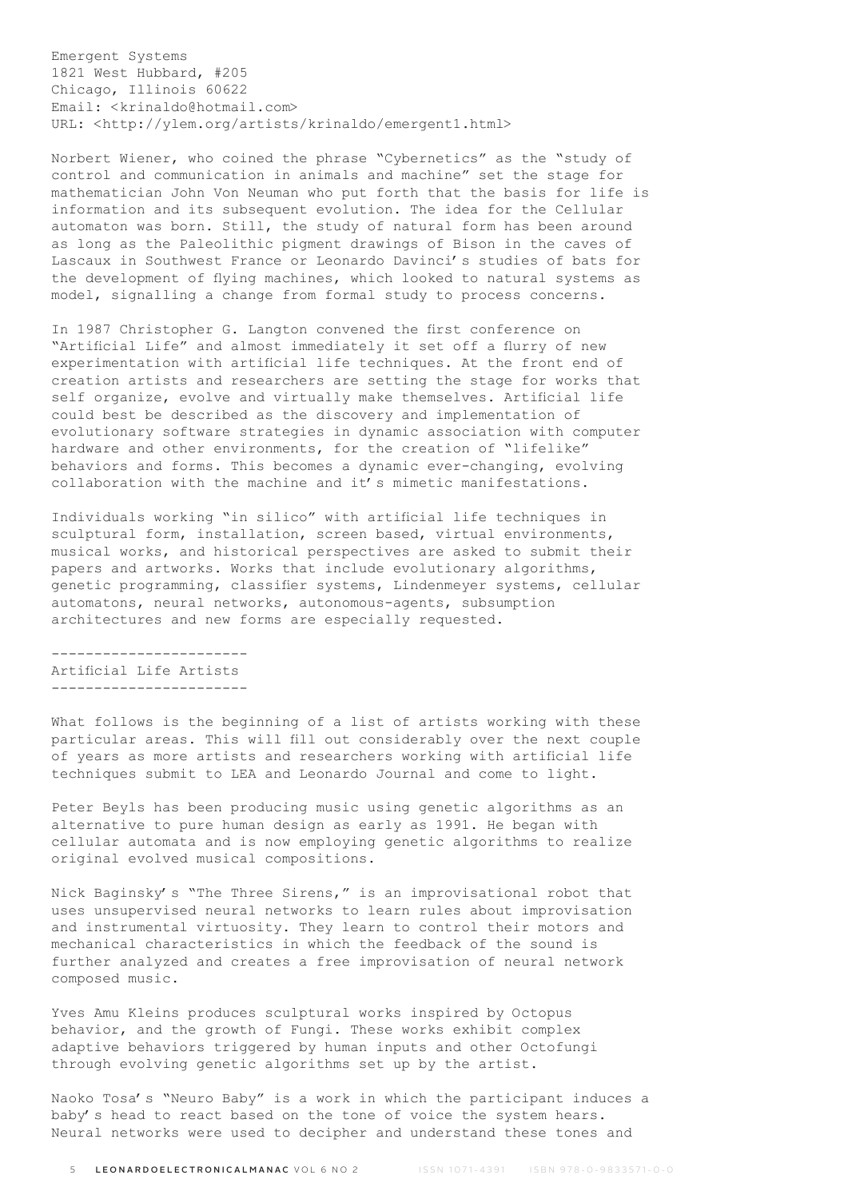Emergent Systems
1821 West Hubbard, #205
Chicago, Illinois 60622
Email: <krinaldo@hotmail.com>
URL: <http://ylem.org/artists/krinaldo/emergent1.html>

Norbert Wiener, who coined the phrase "Cybernetics" as the "study of control and communication in animals and machine" set the stage for mathematician John Von Neuman who put forth that the basis for life is information and its subsequent evolution. The idea for the Cellular automaton was born. Still, the study of natural form has been around as long as the Paleolithic pigment drawings of Bison in the caves of Lascaux in Southwest France or Leonardo Davinci's studies of bats for the development of flying machines, which looked to natural systems as model, signalling a change from formal study to process concerns.

In 1987 Christopher G. Langton convened the first conference on "Artificial Life" and almost immediately it set off a flurry of new experimentation with artificial life techniques. At the front end of creation artists and researchers are setting the stage for works that self organize, evolve and virtually make themselves. Artificial life could best be described as the discovery and implementation of evolutionary software strategies in dynamic association with computer hardware and other environments, for the creation of "lifelike" behaviors and forms. This becomes a dynamic ever-changing, evolving collaboration with the machine and it's mimetic manifestations.

Individuals working "in silico" with artificial life techniques in sculptural form, installation, screen based, virtual environments, musical works, and historical perspectives are asked to submit their papers and artworks. Works that include evolutionary algorithms, genetic programming, classifier systems, Lindenmeyer systems, cellular automatons, neural networks, autonomous-agents, subsumption architectures and new forms are especially requested.

## Artificial Life Artists

What follows is the beginning of a list of artists working with these particular areas. This will fill out considerably over the next couple of years as more artists and researchers working with artificial life techniques submit to LEA and Leonardo Journal and come to light.

Peter Beyls has been producing music using genetic algorithms as an alternative to pure human design as early as 1991. He began with cellular automata and is now employing genetic algorithms to realize original evolved musical compositions.

Nick Baginsky's "The Three Sirens," is an improvisational robot that uses unsupervised neural networks to learn rules about improvisation and instrumental virtuosity. They learn to control their motors and mechanical characteristics in which the feedback of the sound is further analyzed and creates a free improvisation of neural network composed music.

Yves Amu Kleins produces sculptural works inspired by Octopus behavior, and the growth of Fungi. These works exhibit complex adaptive behaviors triggered by human inputs and other Octofungi through evolving genetic algorithms set up by the artist.

Naoko Tosa's "Neuro Baby" is a work in which the participant induces a baby's head to react based on the tone of voice the system hears. Neural networks were used to decipher and understand these tones and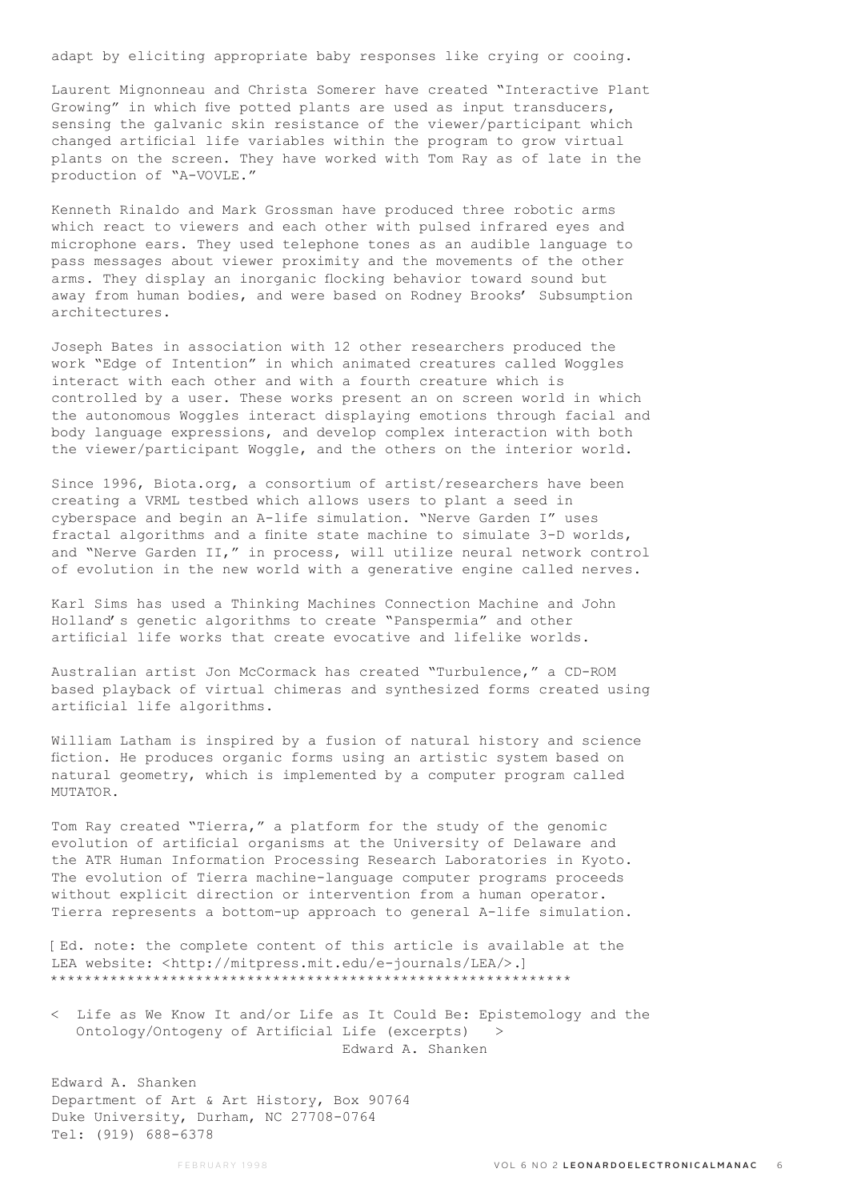adapt by eliciting appropriate baby responses like crying or cooing.

Laurent Mignonneau and Christa Somerer have created "Interactive Plant Growing" in which five potted plants are used as input transducers, sensing the galvanic skin resistance of the viewer/participant which changed artificial life variables within the program to grow virtual plants on the screen. They have worked with Tom Ray as of late in the production of "A-VOVLE."

Kenneth Rinaldo and Mark Grossman have produced three robotic arms which react to viewers and each other with pulsed infrared eyes and microphone ears. They used telephone tones as an audible language to pass messages about viewer proximity and the movements of the other arms. They display an inorganic flocking behavior toward sound but away from human bodies, and were based on Rodney Brooks' Subsumption architectures.

Joseph Bates in association with 12 other researchers produced the work "Edge of Intention" in which animated creatures called Woggles interact with each other and with a fourth creature which is controlled by a user. These works present an on screen world in which the autonomous Woggles interact displaying emotions through facial and body language expressions, and develop complex interaction with both the viewer/participant Woggle, and the others on the interior world.

Since 1996, Biota.org, a consortium of artist/researchers have been creating a VRML testbed which allows users to plant a seed in cyberspace and begin an A-life simulation. "Nerve Garden I" uses fractal algorithms and a finite state machine to simulate 3-D worlds, and "Nerve Garden II," in process, will utilize neural network control of evolution in the new world with a generative engine called nerves.

Karl Sims has used a Thinking Machines Connection Machine and John Holland's genetic algorithms to create "Panspermia" and other artificial life works that create evocative and lifelike worlds.

Australian artist Jon McCormack has created "Turbulence," a CD-ROM based playback of virtual chimeras and synthesized forms created using artificial life algorithms.

William Latham is inspired by a fusion of natural history and science fiction. He produces organic forms using an artistic system based on natural geometry, which is implemented by a computer program called MUTATOR.

Tom Ray created "Tierra," a platform for the study of the genomic evolution of artificial organisms at the University of Delaware and the ATR Human Information Processing Research Laboratories in Kyoto. The evolution of Tierra machine-language computer programs proceeds without explicit direction or intervention from a human operator. Tierra represents a bottom-up approach to general A-life simulation.

[Ed. note: the complete content of this article is available at the LEA website: <http://mitpress.mit.edu/e-journals/LEA/>.]

*************************************************************

< Life as We Know It and/or Life as It Could Be: Epistemology and the Ontology/Ontogeny of Artificial Life (excerpts) >

Edward A. Shanken

Edward A. Shanken
Department of Art & Art History, Box 90764
Duke University, Durham, NC 27708-0764
Tel: (919) 688-6378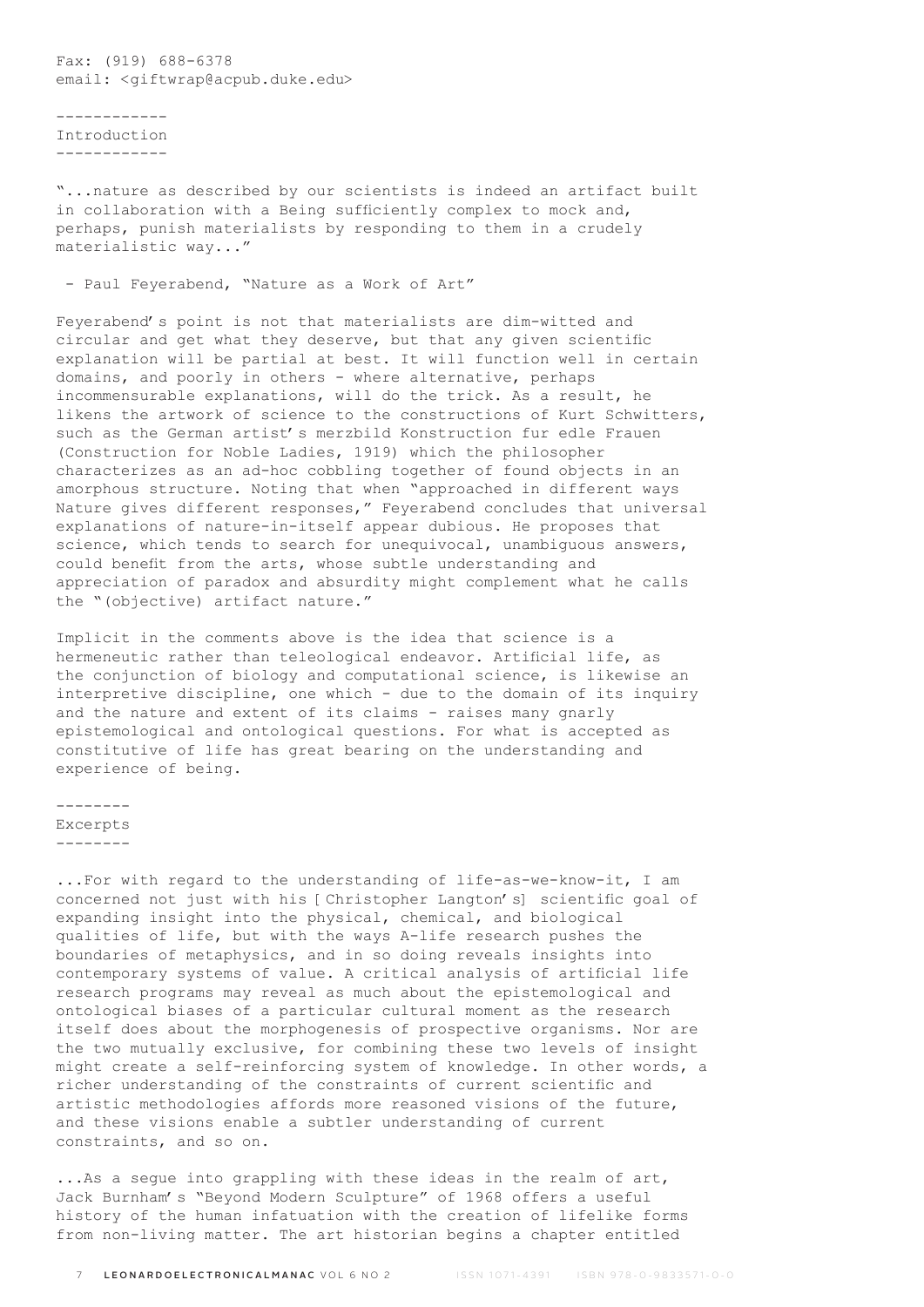Fax: (919) 688-6378
email: <giftwrap@acpub.duke.edu>

## Introduction

"...nature as described by our scientists is indeed an artifact built in collaboration with a Being sufficiently complex to mock and, perhaps, punish materialists by responding to them in a crudely materialistic way..."

- Paul Feyerabend, "Nature as a Work of Art"

Feyerabend's point is not that materialists are dim-witted and circular and get what they deserve, but that any given scientific explanation will be partial at best. It will function well in certain domains, and poorly in others - where alternative, perhaps incommensurable explanations, will do the trick. As a result, he likens the artwork of science to the constructions of Kurt Schwitters, such as the German artist's merzbild Konstruction fur edle Frauen (Construction for Noble Ladies, 1919) which the philosopher characterizes as an ad-hoc cobbling together of found objects in an amorphous structure. Noting that when "approached in different ways Nature gives different responses," Feyerabend concludes that universal explanations of nature-in-itself appear dubious. He proposes that science, which tends to search for unequivocal, unambiguous answers, could benefit from the arts, whose subtle understanding and appreciation of paradox and absurdity might complement what he calls the "(objective) artifact nature."

Implicit in the comments above is the idea that science is a hermeneutic rather than teleological endeavor. Artificial life, as the conjunction of biology and computational science, is likewise an interpretive discipline, one which - due to the domain of its inquiry and the nature and extent of its claims - raises many gnarly epistemological and ontological questions. For what is accepted as constitutive of life has great bearing on the understanding and experience of being.

## Excerpts

...For with regard to the understanding of life-as-we-know-it, I am concerned not just with his [Christopher Langton's] scientific goal of expanding insight into the physical, chemical, and biological qualities of life, but with the ways A-life research pushes the boundaries of metaphysics, and in so doing reveals insights into contemporary systems of value. A critical analysis of artificial life research programs may reveal as much about the epistemological and ontological biases of a particular cultural moment as the research itself does about the morphogenesis of prospective organisms. Nor are the two mutually exclusive, for combining these two levels of insight might create a self-reinforcing system of knowledge. In other words, a richer understanding of the constraints of current scientific and artistic methodologies affords more reasoned visions of the future, and these visions enable a subtler understanding of current constraints, and so on.

...As a segue into grappling with these ideas in the realm of art, Jack Burnham's "Beyond Modern Sculpture" of 1968 offers a useful history of the human infatuation with the creation of lifelike forms from non-living matter. The art historian begins a chapter entitled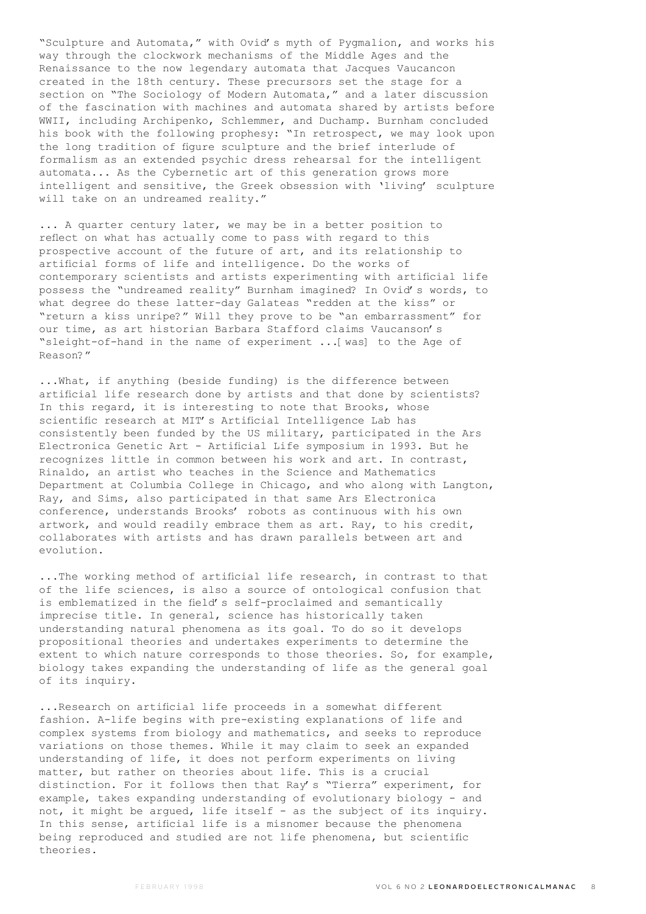"Sculpture and Automata," with Ovid's myth of Pygmalion, and works his way through the clockwork mechanisms of the Middle Ages and the Renaissance to the now legendary automata that Jacques Vaucancon created in the 18th century. These precursors set the stage for a section on "The Sociology of Modern Automata," and a later discussion of the fascination with machines and automata shared by artists before WWII, including Archipenko, Schlemmer, and Duchamp. Burnham concluded his book with the following prophesy: "In retrospect, we may look upon the long tradition of figure sculpture and the brief interlude of formalism as an extended psychic dress rehearsal for the intelligent automata... As the Cybernetic art of this generation grows more intelligent and sensitive, the Greek obsession with 'living' sculpture will take on an undreamed reality."

... A quarter century later, we may be in a better position to reflect on what has actually come to pass with regard to this prospective account of the future of art, and its relationship to artificial forms of life and intelligence. Do the works of contemporary scientists and artists experimenting with artificial life possess the "undreamed reality" Burnham imagined? In Ovid's words, to what degree do these latter-day Galateas "redden at the kiss" or "return a kiss unripe?" Will they prove to be "an embarrassment" for our time, as art historian Barbara Stafford claims Vaucanson's "sleight-of-hand in the name of experiment ...[was] to the Age of Reason?"

...What, if anything (beside funding) is the difference between artificial life research done by artists and that done by scientists? In this regard, it is interesting to note that Brooks, whose scientific research at MIT's Artificial Intelligence Lab has consistently been funded by the US military, participated in the Ars Electronica Genetic Art - Artificial Life symposium in 1993. But he recognizes little in common between his work and art. In contrast, Rinaldo, an artist who teaches in the Science and Mathematics Department at Columbia College in Chicago, and who along with Langton, Ray, and Sims, also participated in that same Ars Electronica conference, understands Brooks' robots as continuous with his own artwork, and would readily embrace them as art. Ray, to his credit, collaborates with artists and has drawn parallels between art and evolution.

...The working method of artificial life research, in contrast to that of the life sciences, is also a source of ontological confusion that is emblematized in the field's self-proclaimed and semantically imprecise title. In general, science has historically taken understanding natural phenomena as its goal. To do so it develops propositional theories and undertakes experiments to determine the extent to which nature corresponds to those theories. So, for example, biology takes expanding the understanding of life as the general goal of its inquiry.

...Research on artificial life proceeds in a somewhat different fashion. A-life begins with pre-existing explanations of life and complex systems from biology and mathematics, and seeks to reproduce variations on those themes. While it may claim to seek an expanded understanding of life, it does not perform experiments on living matter, but rather on theories about life. This is a crucial distinction. For it follows then that Ray's "Tierra" experiment, for example, takes expanding understanding of evolutionary biology - and not, it might be argued, life itself - as the subject of its inquiry. In this sense, artificial life is a misnomer because the phenomena being reproduced and studied are not life phenomena, but scientific theories.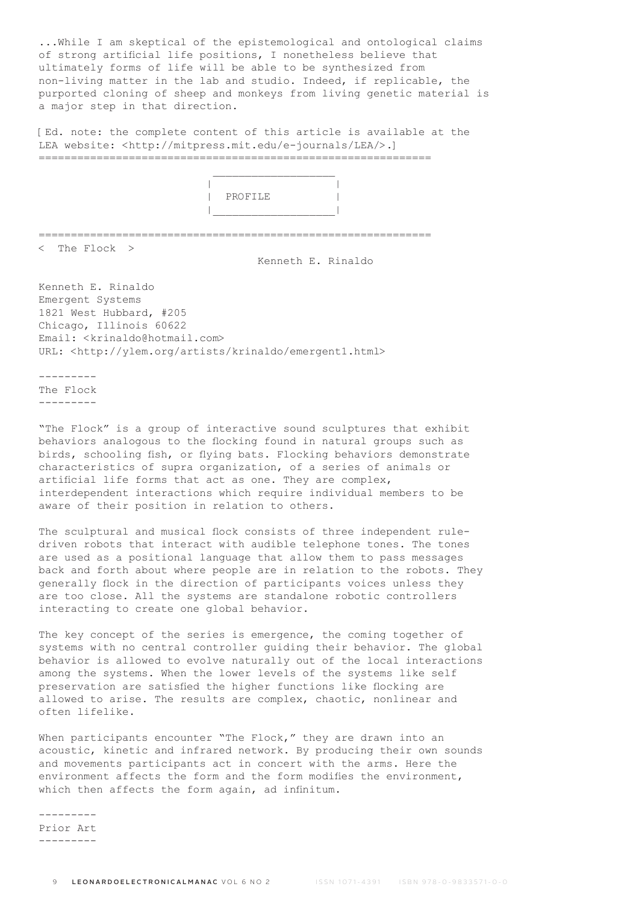...While I am skeptical of the epistemological and ontological claims of strong artificial life positions, I nonetheless believe that ultimately forms of life will be able to be synthesized from non-living matter in the lab and studio. Indeed, if replicable, the purported cloning of sheep and monkeys from living genetic material is a major step in that direction.

[ Ed. note: the complete content of this article is available at the LEA website: <http://mitpress.mit.edu/e-journals/LEA/>.]

---

## PROFILE

---

< The Flock >

Kenneth E. Rinaldo

Kenneth E. Rinaldo
Emergent Systems
1821 West Hubbard, #205
Chicago, Illinois 60622
Email: <krinaldo@hotmail.com>
URL: <http://ylem.org/artists/krinaldo/emergent1.html>

### The Flock

"The Flock" is a group of interactive sound sculptures that exhibit behaviors analogous to the flocking found in natural groups such as birds, schooling fish, or flying bats. Flocking behaviors demonstrate characteristics of supra organization, of a series of animals or artificial life forms that act as one. They are complex, interdependent interactions which require individual members to be aware of their position in relation to others.

The sculptural and musical flock consists of three independent rule-driven robots that interact with audible telephone tones. The tones are used as a positional language that allow them to pass messages back and forth about where people are in relation to the robots. They generally flock in the direction of participants voices unless they are too close. All the systems are standalone robotic controllers interacting to create one global behavior.

The key concept of the series is emergence, the coming together of systems with no central controller guiding their behavior. The global behavior is allowed to evolve naturally out of the local interactions among the systems. When the lower levels of the systems like self preservation are satisfied the higher functions like flocking are allowed to arise. The results are complex, chaotic, nonlinear and often lifelike.

When participants encounter "The Flock," they are drawn into an acoustic, kinetic and infrared network. By producing their own sounds and movements participants act in concert with the arms. Here the environment affects the form and the form modifies the environment, which then affects the form again, ad infinitum.

### Prior Art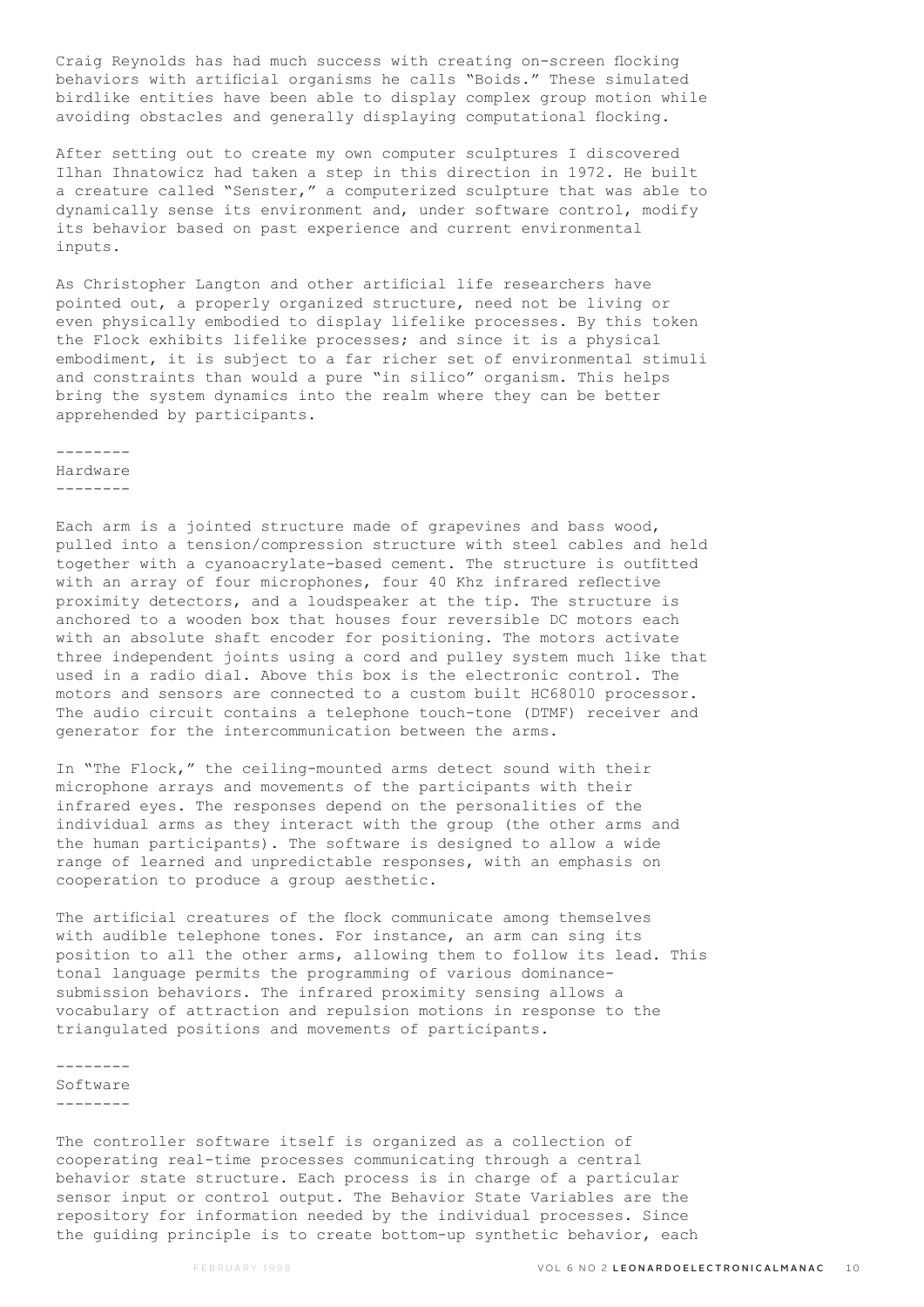Craig Reynolds has had much success with creating on-screen flocking behaviors with artificial organisms he calls "Boids." These simulated birdlike entities have been able to display complex group motion while avoiding obstacles and generally displaying computational flocking.

After setting out to create my own computer sculptures I discovered Ilhan Ihnatowicz had taken a step in this direction in 1972. He built a creature called "Senster," a computerized sculpture that was able to dynamically sense its environment and, under software control, modify its behavior based on past experience and current environmental inputs.

As Christopher Langton and other artificial life researchers have pointed out, a properly organized structure, need not be living or even physically embodied to display lifelike processes. By this token the Flock exhibits lifelike processes; and since it is a physical embodiment, it is subject to a far richer set of environmental stimuli and constraints than would a pure "in silico" organism. This helps bring the system dynamics into the realm where they can be better apprehended by participants.

## Hardware

Each arm is a jointed structure made of grapevines and bass wood, pulled into a tension/compression structure with steel cables and held together with a cyanoacrylate-based cement. The structure is outfitted with an array of four microphones, four 40 Khz infrared reflective proximity detectors, and a loudspeaker at the tip. The structure is anchored to a wooden box that houses four reversible DC motors each with an absolute shaft encoder for positioning. The motors activate three independent joints using a cord and pulley system much like that used in a radio dial. Above this box is the electronic control. The motors and sensors are connected to a custom built HC68010 processor. The audio circuit contains a telephone touch-tone (DTMF) receiver and generator for the intercommunication between the arms.

In "The Flock," the ceiling-mounted arms detect sound with their microphone arrays and movements of the participants with their infrared eyes. The responses depend on the personalities of the individual arms as they interact with the group (the other arms and the human participants). The software is designed to allow a wide range of learned and unpredictable responses, with an emphasis on cooperation to produce a group aesthetic.

The artificial creatures of the flock communicate among themselves with audible telephone tones. For instance, an arm can sing its position to all the other arms, allowing them to follow its lead. This tonal language permits the programming of various dominance-submission behaviors. The infrared proximity sensing allows a vocabulary of attraction and repulsion motions in response to the triangulated positions and movements of participants.

## Software

The controller software itself is organized as a collection of cooperating real-time processes communicating through a central behavior state structure. Each process is in charge of a particular sensor input or control output. The Behavior State Variables are the repository for information needed by the individual processes. Since the guiding principle is to create bottom-up synthetic behavior, each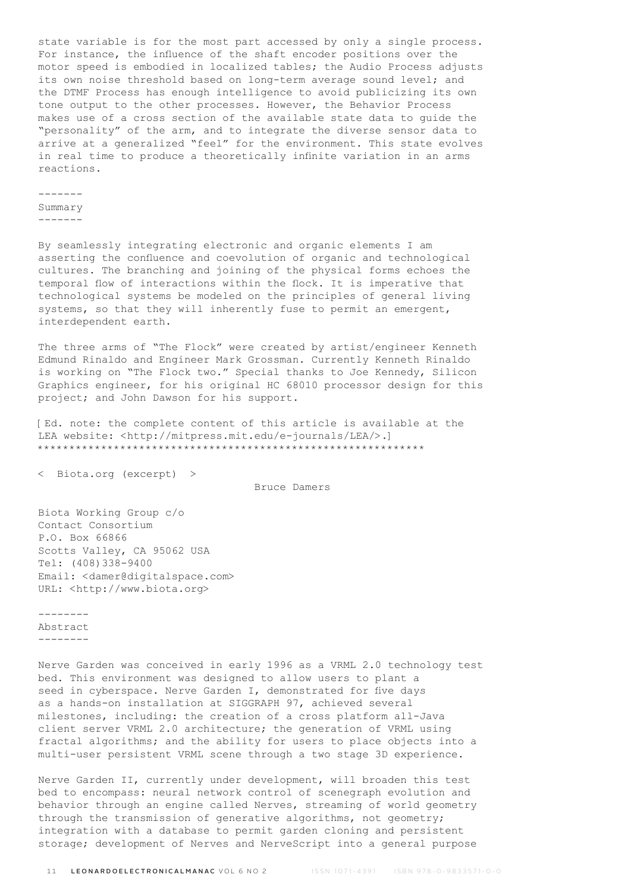state variable is for the most part accessed by only a single process. For instance, the influence of the shaft encoder positions over the motor speed is embodied in localized tables; the Audio Process adjusts its own noise threshold based on long-term average sound level; and the DTMF Process has enough intelligence to avoid publicizing its own tone output to the other processes. However, the Behavior Process makes use of a cross section of the available state data to guide the "personality" of the arm, and to integrate the diverse sensor data to arrive at a generalized "feel" for the environment. This state evolves in real time to produce a theoretically infinite variation in an arms reactions.

-------
## Summary
-------

By seamlessly integrating electronic and organic elements I am asserting the confluence and coevolution of organic and technological cultures. The branching and joining of the physical forms echoes the temporal flow of interactions within the flock. It is imperative that technological systems be modeled on the principles of general living systems, so that they will inherently fuse to permit an emergent, interdependent earth.

The three arms of "The Flock" were created by artist/engineer Kenneth Edmund Rinaldo and Engineer Mark Grossman. Currently Kenneth Rinaldo is working on "The Flock two." Special thanks to Joe Kennedy, Silicon Graphics engineer, for his original HC 68010 processor design for this project; and John Dawson for his support.

[ Ed. note: the complete content of this article is available at the LEA website: <http://mitpress.mit.edu/e-journals/LEA/>.]
************************************************************

# < Biota.org (excerpt) >

Bruce Damers

Biota Working Group c/o
Contact Consortium
P.O. Box 66866
Scotts Valley, CA 95062 USA
Tel: (408)338-9400
Email: <damer@digitalspace.com>
URL: <http://www.biota.org>

--------
## Abstract
--------

Nerve Garden was conceived in early 1996 as a VRML 2.0 technology test bed. This environment was designed to allow users to plant a seed in cyberspace. Nerve Garden I, demonstrated for five days as a hands-on installation at SIGGRAPH 97, achieved several milestones, including: the creation of a cross platform all-Java client server VRML 2.0 architecture; the generation of VRML using fractal algorithms; and the ability for users to place objects into a multi-user persistent VRML scene through a two stage 3D experience.

Nerve Garden II, currently under development, will broaden this test bed to encompass: neural network control of scenegraph evolution and behavior through an engine called Nerves, streaming of world geometry through the transmission of generative algorithms, not geometry; integration with a database to permit garden cloning and persistent storage; development of Nerves and NerveScript into a general purpose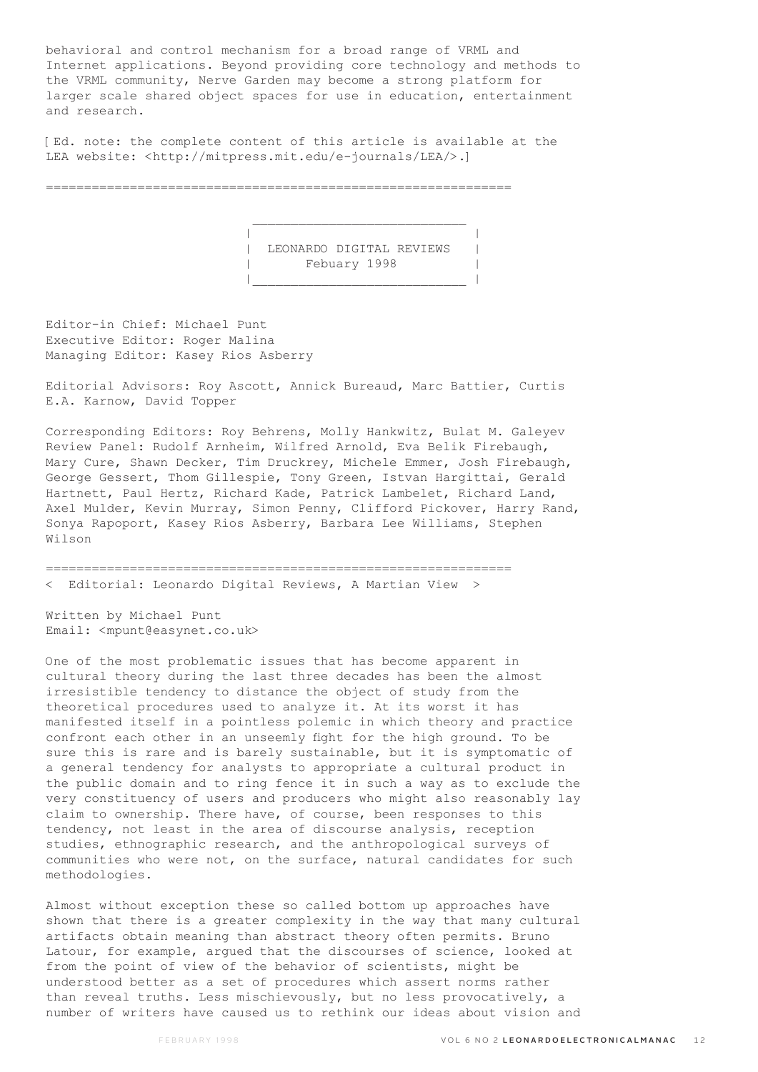behavioral and control mechanism for a broad range of VRML and Internet applications. Beyond providing core technology and methods to the VRML community, Nerve Garden may become a strong platform for larger scale shared object spaces for use in education, entertainment and research.

[ Ed. note: the complete content of this article is available at the LEA website: <http://mitpress.mit.edu/e-journals/LEA/>.]

---

## LEONARDO DIGITAL REVIEWS
### Febuary 1998

Editor-in Chief: Michael Punt
Executive Editor: Roger Malina
Managing Editor: Kasey Rios Asberry

Editorial Advisors: Roy Ascott, Annick Bureaud, Marc Battier, Curtis E.A. Karnow, David Topper

Corresponding Editors: Roy Behrens, Molly Hankwitz, Bulat M. Galeyev
Review Panel: Rudolf Arnheim, Wilfred Arnold, Eva Belik Firebaugh, Mary Cure, Shawn Decker, Tim Druckrey, Michele Emmer, Josh Firebaugh, George Gessert, Thom Gillespie, Tony Green, Istvan Hargittai, Gerald Hartnett, Paul Hertz, Richard Kade, Patrick Lambelet, Richard Land, Axel Mulder, Kevin Murray, Simon Penny, Clifford Pickover, Harry Rand, Sonya Rapoport, Kasey Rios Asberry, Barbara Lee Williams, Stephen Wilson

---

## < Editorial: Leonardo Digital Reviews, A Martian View >

Written by Michael Punt
Email: <mpunt@easynet.co.uk>

One of the most problematic issues that has become apparent in cultural theory during the last three decades has been the almost irresistible tendency to distance the object of study from the theoretical procedures used to analyze it. At its worst it has manifested itself in a pointless polemic in which theory and practice confront each other in an unseemly fight for the high ground. To be sure this is rare and is barely sustainable, but it is symptomatic of a general tendency for analysts to appropriate a cultural product in the public domain and to ring fence it in such a way as to exclude the very constituency of users and producers who might also reasonably lay claim to ownership. There have, of course, been responses to this tendency, not least in the area of discourse analysis, reception studies, ethnographic research, and the anthropological surveys of communities who were not, on the surface, natural candidates for such methodologies.

Almost without exception these so called bottom up approaches have shown that there is a greater complexity in the way that many cultural artifacts obtain meaning than abstract theory often permits. Bruno Latour, for example, argued that the discourses of science, looked at from the point of view of the behavior of scientists, might be understood better as a set of procedures which assert norms rather than reveal truths. Less mischievously, but no less provocatively, a number of writers have caused us to rethink our ideas about vision and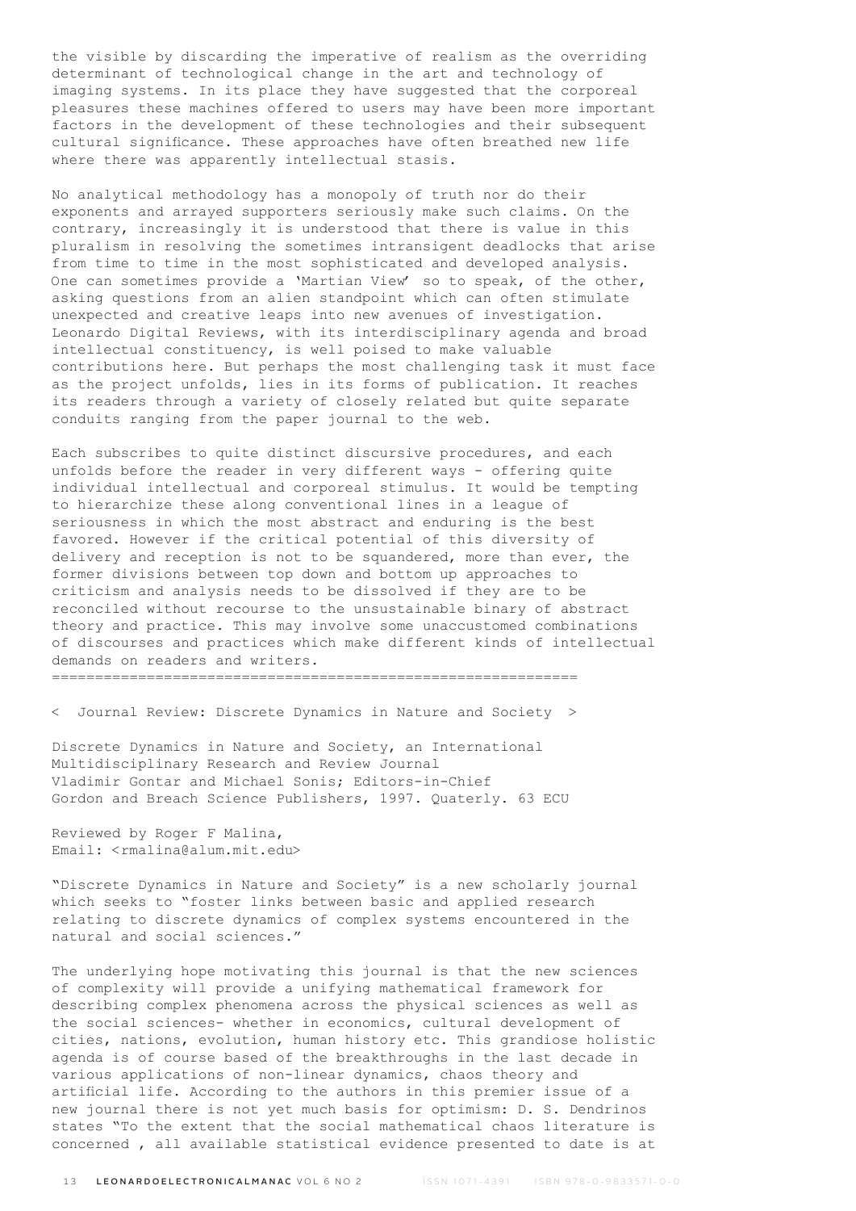the visible by discarding the imperative of realism as the overriding determinant of technological change in the art and technology of imaging systems. In its place they have suggested that the corporeal pleasures these machines offered to users may have been more important factors in the development of these technologies and their subsequent cultural significance. These approaches have often breathed new life where there was apparently intellectual stasis.

No analytical methodology has a monopoly of truth nor do their exponents and arrayed supporters seriously make such claims. On the contrary, increasingly it is understood that there is value in this pluralism in resolving the sometimes intransigent deadlocks that arise from time to time in the most sophisticated and developed analysis. One can sometimes provide a 'Martian View' so to speak, of the other, asking questions from an alien standpoint which can often stimulate unexpected and creative leaps into new avenues of investigation. Leonardo Digital Reviews, with its interdisciplinary agenda and broad intellectual constituency, is well poised to make valuable contributions here. But perhaps the most challenging task it must face as the project unfolds, lies in its forms of publication. It reaches its readers through a variety of closely related but quite separate conduits ranging from the paper journal to the web.

Each subscribes to quite distinct discursive procedures, and each unfolds before the reader in very different ways - offering quite individual intellectual and corporeal stimulus. It would be tempting to hierarchize these along conventional lines in a league of seriousness in which the most abstract and enduring is the best favored. However if the critical potential of this diversity of delivery and reception is not to be squandered, more than ever, the former divisions between top down and bottom up approaches to criticism and analysis needs to be dissolved if they are to be reconciled without recourse to the unsustainable binary of abstract theory and practice. This may involve some unaccustomed combinations of discourses and practices which make different kinds of intellectual demands on readers and writers.

============================================================

< Journal Review: Discrete Dynamics in Nature and Society >

Discrete Dynamics in Nature and Society, an International Multidisciplinary Research and Review Journal
Vladimir Gontar and Michael Sonis; Editors-in-Chief
Gordon and Breach Science Publishers, 1997. Quaterly. 63 ECU

Reviewed by Roger F Malina,
Email: <rmalina@alum.mit.edu>

"Discrete Dynamics in Nature and Society" is a new scholarly journal which seeks to "foster links between basic and applied research relating to discrete dynamics of complex systems encountered in the natural and social sciences."

The underlying hope motivating this journal is that the new sciences of complexity will provide a unifying mathematical framework for describing complex phenomena across the physical sciences as well as the social sciences- whether in economics, cultural development of cities, nations, evolution, human history etc. This grandiose holistic agenda is of course based of the breakthroughs in the last decade in various applications of non-linear dynamics, chaos theory and artificial life. According to the authors in this premier issue of a new journal there is not yet much basis for optimism: D. S. Dendrinos states "To the extent that the social mathematical chaos literature is concerned , all available statistical evidence presented to date is at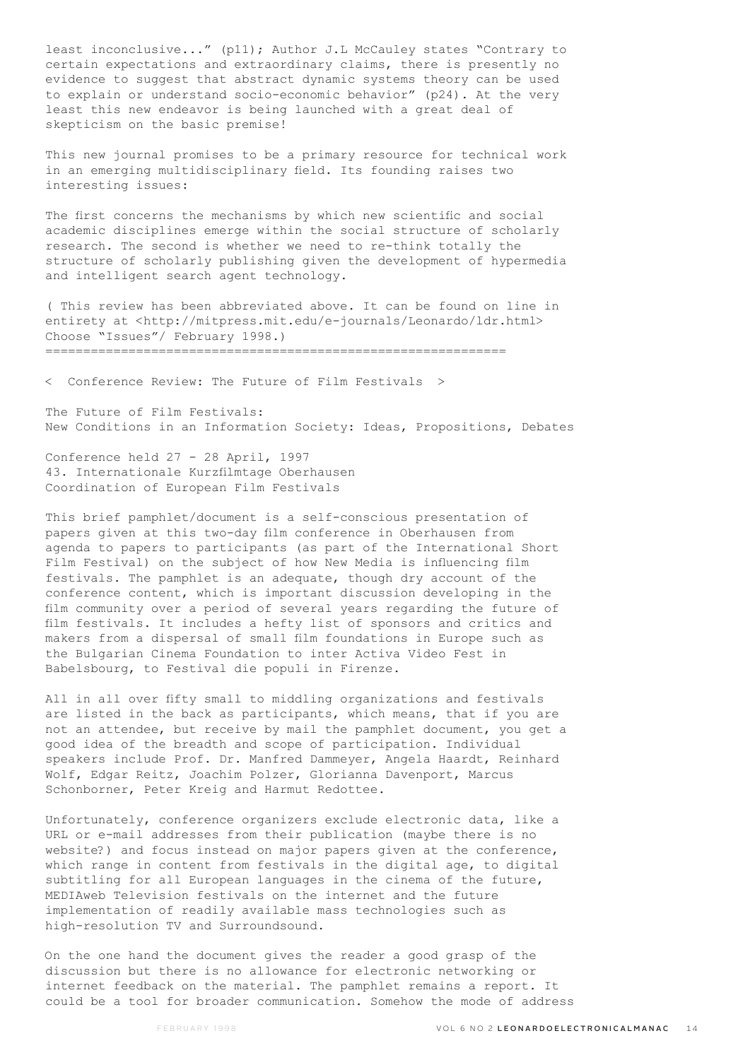least inconclusive..." (p11); Author J.L McCauley states "Contrary to certain expectations and extraordinary claims, there is presently no evidence to suggest that abstract dynamic systems theory can be used to explain or understand socio-economic behavior" (p24). At the very least this new endeavor is being launched with a great deal of skepticism on the basic premise!

This new journal promises to be a primary resource for technical work in an emerging multidisciplinary field. Its founding raises two interesting issues:

The first concerns the mechanisms by which new scientific and social academic disciplines emerge within the social structure of scholarly research. The second is whether we need to re-think totally the structure of scholarly publishing given the development of hypermedia and intelligent search agent technology.

( This review has been abbreviated above. It can be found on line in entirety at <http://mitpress.mit.edu/e-journals/Leonardo/ldr.html> Choose "Issues"/ February 1998.)

==============================================================

< Conference Review: The Future of Film Festivals >

The Future of Film Festivals:
New Conditions in an Information Society: Ideas, Propositions, Debates

Conference held 27 - 28 April, 1997
43. Internationale Kurzfilmtage Oberhausen
Coordination of European Film Festivals

This brief pamphlet/document is a self-conscious presentation of papers given at this two-day film conference in Oberhausen from agenda to papers to participants (as part of the International Short Film Festival) on the subject of how New Media is influencing film festivals. The pamphlet is an adequate, though dry account of the conference content, which is important discussion developing in the film community over a period of several years regarding the future of film festivals. It includes a hefty list of sponsors and critics and makers from a dispersal of small film foundations in Europe such as the Bulgarian Cinema Foundation to inter Activa Video Fest in Babelsbourg, to Festival die populi in Firenze.

All in all over fifty small to middling organizations and festivals are listed in the back as participants, which means, that if you are not an attendee, but receive by mail the pamphlet document, you get a good idea of the breadth and scope of participation. Individual speakers include Prof. Dr. Manfred Dammeyer, Angela Haardt, Reinhard Wolf, Edgar Reitz, Joachim Polzer, Glorianna Davenport, Marcus Schonborner, Peter Kreig and Harmut Redottee.

Unfortunately, conference organizers exclude electronic data, like a URL or e-mail addresses from their publication (maybe there is no website?) and focus instead on major papers given at the conference, which range in content from festivals in the digital age, to digital subtitling for all European languages in the cinema of the future, MEDIAweb Television festivals on the internet and the future implementation of readily available mass technologies such as high-resolution TV and Surroundsound.

On the one hand the document gives the reader a good grasp of the discussion but there is no allowance for electronic networking or internet feedback on the material. The pamphlet remains a report. It could be a tool for broader communication. Somehow the mode of address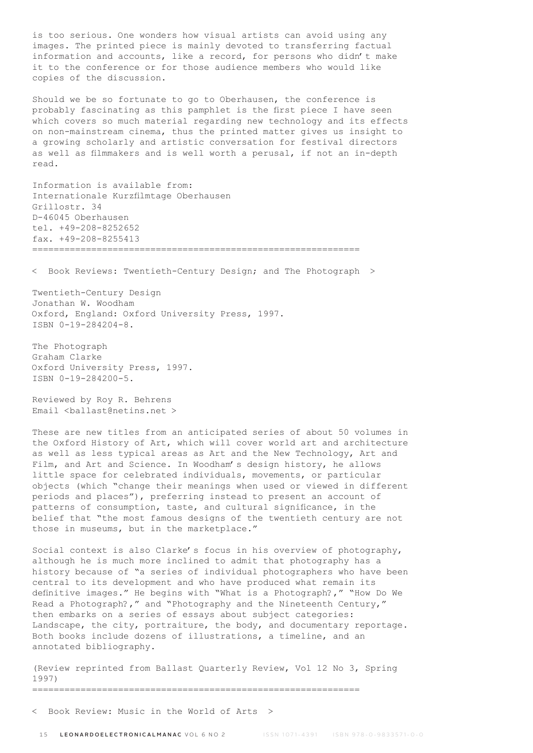is too serious. One wonders how visual artists can avoid using any images. The printed piece is mainly devoted to transferring factual information and accounts, like a record, for persons who didn't make it to the conference or for those audience members who would like copies of the discussion.

Should we be so fortunate to go to Oberhausen, the conference is probably fascinating as this pamphlet is the first piece I have seen which covers so much material regarding new technology and its effects on non-mainstream cinema, thus the printed matter gives us insight to a growing scholarly and artistic conversation for festival directors as well as filmmakers and is well worth a perusal, if not an in-depth read.

Information is available from:
Internationale Kurzfilmtage Oberhausen
Grillostr. 34
D-46045 Oberhausen
tel. +49-208-8252652
fax. +49-208-8255413

==============================================================

< Book Reviews: Twentieth-Century Design; and The Photograph >

Twentieth-Century Design
Jonathan W. Woodham
Oxford, England: Oxford University Press, 1997.
ISBN 0-19-284204-8.

The Photograph
Graham Clarke
Oxford University Press, 1997.
ISBN 0-19-284200-5.

Reviewed by Roy R. Behrens
Email <ballast@netins.net >

These are new titles from an anticipated series of about 50 volumes in the Oxford History of Art, which will cover world art and architecture as well as less typical areas as Art and the New Technology, Art and Film, and Art and Science. In Woodham's design history, he allows little space for celebrated individuals, movements, or particular objects (which "change their meanings when used or viewed in different periods and places"), preferring instead to present an account of patterns of consumption, taste, and cultural significance, in the belief that "the most famous designs of the twentieth century are not those in museums, but in the marketplace."

Social context is also Clarke's focus in his overview of photography, although he is much more inclined to admit that photography has a history because of "a series of individual photographers who have been central to its development and who have produced what remain its definitive images." He begins with "What is a Photograph?," "How Do We Read a Photograph?," and "Photography and the Nineteenth Century," then embarks on a series of essays about subject categories: Landscape, the city, portraiture, the body, and documentary reportage. Both books include dozens of illustrations, a timeline, and an annotated bibliography.

(Review reprinted from Ballast Quarterly Review, Vol 12 No 3, Spring 1997)

==============================================================

< Book Review: Music in the World of Arts >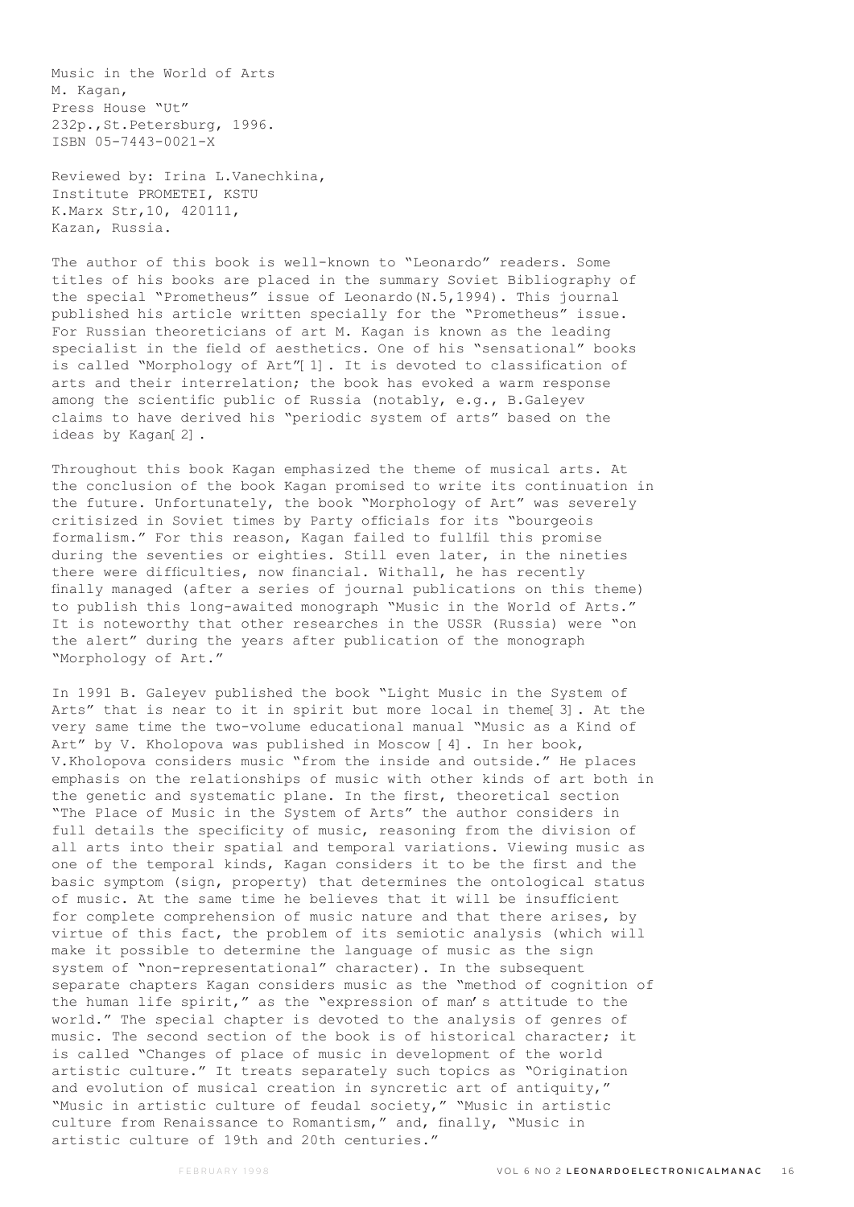Music in the World of Arts
M. Kagan,
Press House "Ut"
232p.,St.Petersburg, 1996.
ISBN 05-7443-0021-X

Reviewed by: Irina L.Vanechkina,
Institute PROMETEI, KSTU
K.Marx Str,10, 420111,
Kazan, Russia.

The author of this book is well-known to "Leonardo" readers. Some titles of his books are placed in the summary Soviet Bibliography of the special "Prometheus" issue of Leonardo(N.5,1994). This journal published his article written specially for the "Prometheus" issue. For Russian theoreticians of art M. Kagan is known as the leading specialist in the field of aesthetics. One of his "sensational" books is called "Morphology of Art"[1]. It is devoted to classification of arts and their interrelation; the book has evoked a warm response among the scientific public of Russia (notably, e.g., B.Galeyev claims to have derived his "periodic system of arts" based on the ideas by Kagan[2].

Throughout this book Kagan emphasized the theme of musical arts. At the conclusion of the book Kagan promised to write its continuation in the future. Unfortunately, the book "Morphology of Art" was severely critisized in Soviet times by Party officials for its "bourgeois formalism." For this reason, Kagan failed to fullfil this promise during the seventies or eighties. Still even later, in the nineties there were difficulties, now financial. Withall, he has recently finally managed (after a series of journal publications on this theme) to publish this long-awaited monograph "Music in the World of Arts." It is noteworthy that other researches in the USSR (Russia) were "on the alert" during the years after publication of the monograph "Morphology of Art."

In 1991 B. Galeyev published the book "Light Music in the System of Arts" that is near to it in spirit but more local in theme[3]. At the very same time the two-volume educational manual "Music as a Kind of Art" by V. Kholopova was published in Moscow [4]. In her book, V.Kholopova considers music "from the inside and outside." He places emphasis on the relationships of music with other kinds of art both in the genetic and systematic plane. In the first, theoretical section "The Place of Music in the System of Arts" the author considers in full details the specificity of music, reasoning from the division of all arts into their spatial and temporal variations. Viewing music as one of the temporal kinds, Kagan considers it to be the first and the basic symptom (sign, property) that determines the ontological status of music. At the same time he believes that it will be insufficient for complete comprehension of music nature and that there arises, by virtue of this fact, the problem of its semiotic analysis (which will make it possible to determine the language of music as the sign system of "non-representational" character). In the subsequent separate chapters Kagan considers music as the "method of cognition of the human life spirit," as the "expression of man's attitude to the world." The special chapter is devoted to the analysis of genres of music. The second section of the book is of historical character; it is called "Changes of place of music in development of the world artistic culture." It treats separately such topics as "Origination and evolution of musical creation in syncretic art of antiquity," "Music in artistic culture of feudal society," "Music in artistic culture from Renaissance to Romantism," and, finally, "Music in artistic culture of 19th and 20th centuries."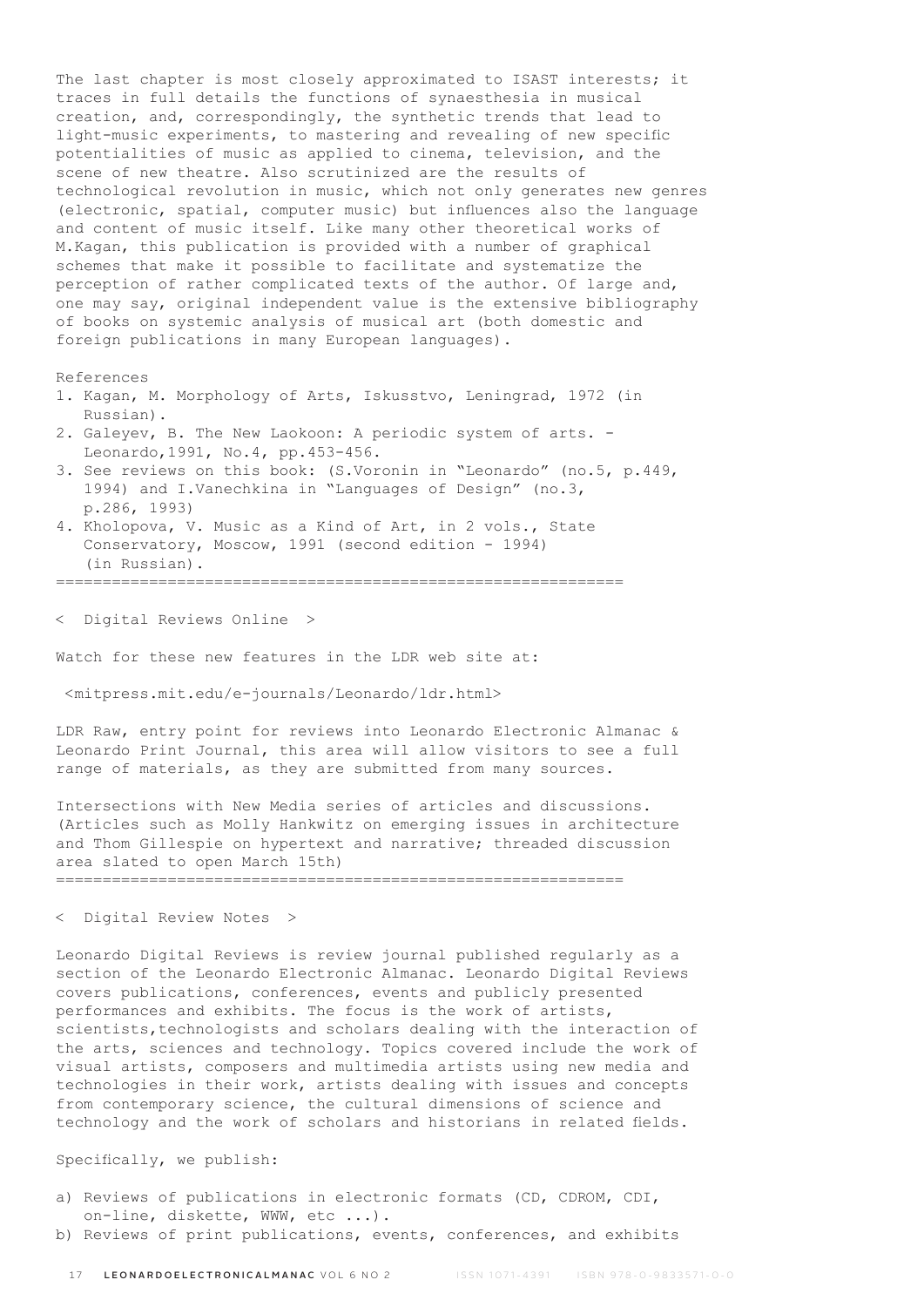The last chapter is most closely approximated to ISAST interests; it traces in full details the functions of synaesthesia in musical creation, and, correspondingly, the synthetic trends that lead to light-music experiments, to mastering and revealing of new specific potentialities of music as applied to cinema, television, and the scene of new theatre. Also scrutinized are the results of technological revolution in music, which not only generates new genres (electronic, spatial, computer music) but influences also the language and content of music itself. Like many other theoretical works of M.Kagan, this publication is provided with a number of graphical schemes that make it possible to facilitate and systematize the perception of rather complicated texts of the author. Of large and, one may say, original independent value is the extensive bibliography of books on systemic analysis of musical art (both domestic and foreign publications in many European languages).

References

1. Kagan, M. Morphology of Arts, Iskusstvo, Leningrad, 1972 (in Russian).
2. Galeyev, B. The New Laokoon: A periodic system of arts. - Leonardo,1991, No.4, pp.453-456.
3. See reviews on this book: (S.Voronin in "Leonardo" (no.5, p.449, 1994) and I.Vanechkina in "Languages of Design" (no.3, p.286, 1993)
4. Kholopova, V. Music as a Kind of Art, in 2 vols., State Conservatory, Moscow, 1991 (second edition - 1994) (in Russian).

==============================================================

< Digital Reviews Online >

Watch for these new features in the LDR web site at:

<mitpress.mit.edu/e-journals/Leonardo/ldr.html>

LDR Raw, entry point for reviews into Leonardo Electronic Almanac & Leonardo Print Journal, this area will allow visitors to see a full range of materials, as they are submitted from many sources.

Intersections with New Media series of articles and discussions. (Articles such as Molly Hankwitz on emerging issues in architecture and Thom Gillespie on hypertext and narrative; threaded discussion area slated to open March 15th)

==============================================================

< Digital Review Notes >

Leonardo Digital Reviews is review journal published regularly as a section of the Leonardo Electronic Almanac. Leonardo Digital Reviews covers publications, conferences, events and publicly presented performances and exhibits. The focus is the work of artists, scientists,technologists and scholars dealing with the interaction of the arts, sciences and technology. Topics covered include the work of visual artists, composers and multimedia artists using new media and technologies in their work, artists dealing with issues and concepts from contemporary science, the cultural dimensions of science and technology and the work of scholars and historians in related fields.

Specifically, we publish:

a) Reviews of publications in electronic formats (CD, CDROM, CDI, on-line, diskette, WWW, etc ...).
b) Reviews of print publications, events, conferences, and exhibits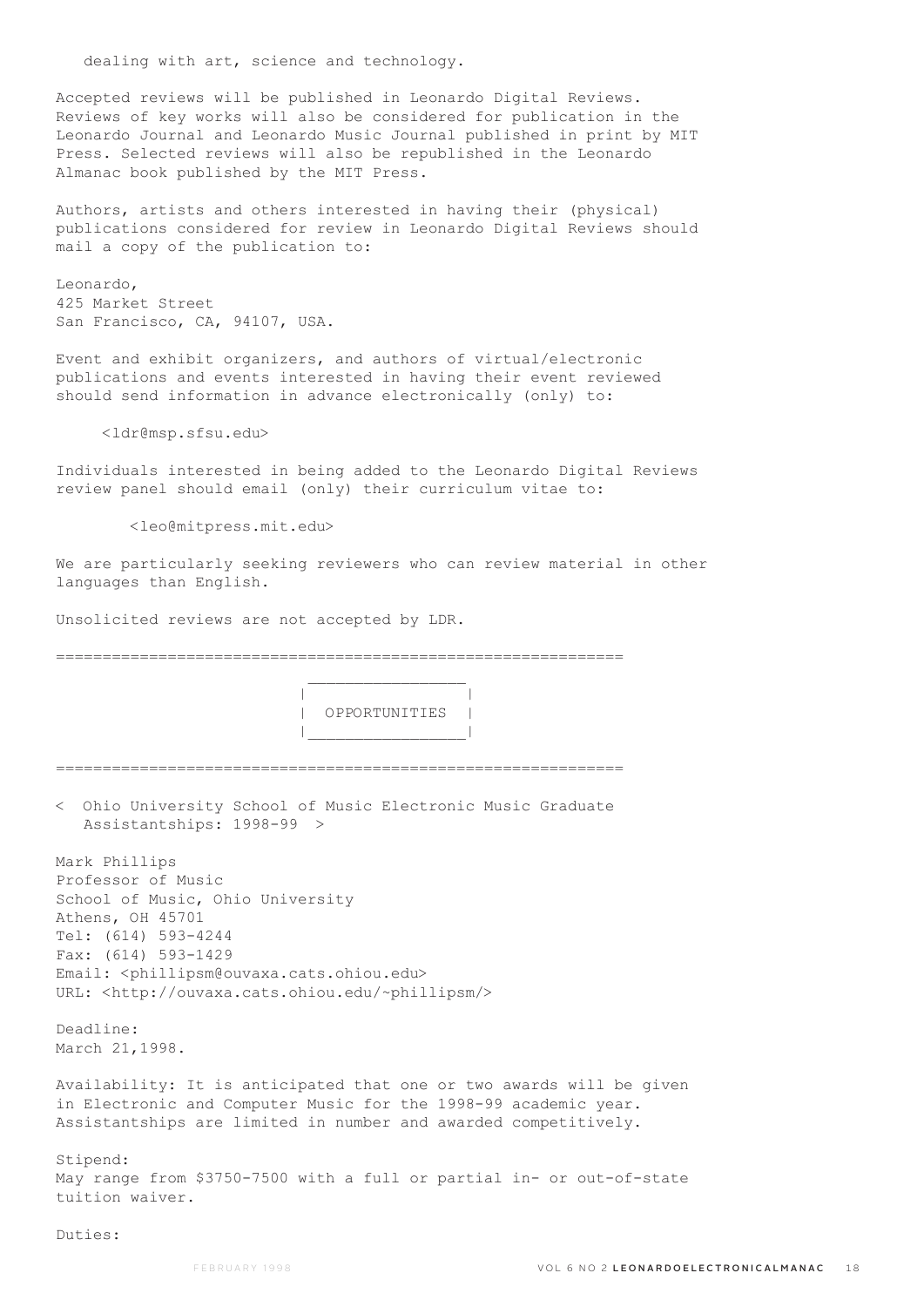dealing with art, science and technology.

Accepted reviews will be published in Leonardo Digital Reviews. Reviews of key works will also be considered for publication in the Leonardo Journal and Leonardo Music Journal published in print by MIT Press. Selected reviews will also be republished in the Leonardo Almanac book published by the MIT Press.

Authors, artists and others interested in having their (physical) publications considered for review in Leonardo Digital Reviews should mail a copy of the publication to:

Leonardo,
425 Market Street
San Francisco, CA, 94107, USA.

Event and exhibit organizers, and authors of virtual/electronic publications and events interested in having their event reviewed should send information in advance electronically (only) to:

<ldr@msp.sfsu.edu>

Individuals interested in being added to the Leonardo Digital Reviews review panel should email (only) their curriculum vitae to:

<leo@mitpress.mit.edu>

We are particularly seeking reviewers who can review material in other languages than English.

Unsolicited reviews are not accepted by LDR.

## OPPORTUNITIES

### < Ohio University School of Music Electronic Music Graduate Assistantships: 1998-99 >

Mark Phillips
Professor of Music
School of Music, Ohio University
Athens, OH 45701
Tel: (614) 593-4244
Fax: (614) 593-1429
Email: <phillipsm@ouvaxa.cats.ohiou.edu>
URL: <http://ouvaxa.cats.ohiou.edu/~phillipsm/>

Deadline:
March 21,1998.

Availability: It is anticipated that one or two awards will be given in Electronic and Computer Music for the 1998-99 academic year. Assistantships are limited in number and awarded competitively.

Stipend:
May range from $3750-7500 with a full or partial in- or out-of-state tuition waiver.

Duties: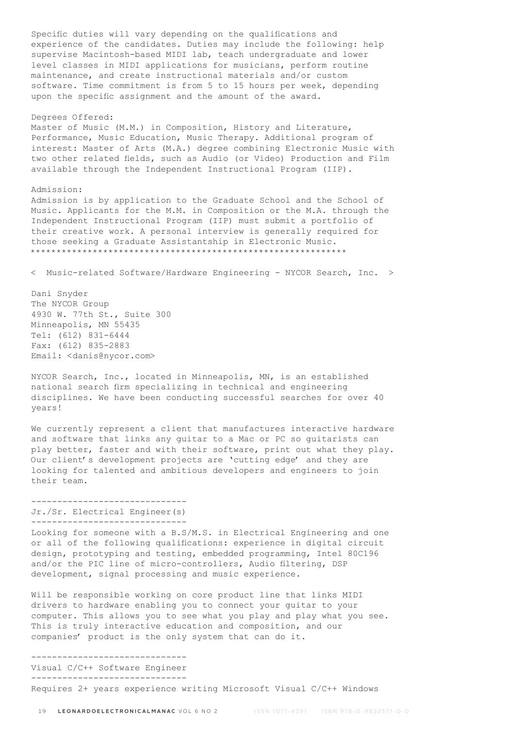Specific duties will vary depending on the qualifications and experience of the candidates. Duties may include the following: help supervise Macintosh-based MIDI lab, teach undergraduate and lower level classes in MIDI applications for musicians, perform routine maintenance, and create instructional materials and/or custom software. Time commitment is from 5 to 15 hours per week, depending upon the specific assignment and the amount of the award.

Degrees Offered:
Master of Music (M.M.) in Composition, History and Literature, Performance, Music Education, Music Therapy. Additional program of interest: Master of Arts (M.A.) degree combining Electronic Music with two other related fields, such as Audio (or Video) Production and Film available through the Independent Instructional Program (IIP).

Admission:
Admission is by application to the Graduate School and the School of Music. Applicants for the M.M. in Composition or the M.A. through the Independent Instructional Program (IIP) must submit a portfolio of their creative work. A personal interview is generally required for those seeking a Graduate Assistantship in Electronic Music.
*************************************************************

< Music-related Software/Hardware Engineering - NYCOR Search, Inc. >

Dani Snyder
The NYCOR Group
4930 W. 77th St., Suite 300
Minneapolis, MN 55435
Tel: (612) 831-6444
Fax: (612) 835-2883
Email: <danis@nycor.com>

NYCOR Search, Inc., located in Minneapolis, MN, is an established national search firm specializing in technical and engineering disciplines. We have been conducting successful searches for over 40 years!

We currently represent a client that manufactures interactive hardware and software that links any guitar to a Mac or PC so guitarists can play better, faster and with their software, print out what they play. Our client's development projects are 'cutting edge' and they are looking for talented and ambitious developers and engineers to join their team.

------------------------------
Jr./Sr. Electrical Engineer(s)
------------------------------

Looking for someone with a B.S/M.S. in Electrical Engineering and one or all of the following qualifications: experience in digital circuit design, prototyping and testing, embedded programming, Intel 80C196 and/or the PIC line of micro-controllers, Audio filtering, DSP development, signal processing and music experience.

Will be responsible working on core product line that links MIDI drivers to hardware enabling you to connect your guitar to your computer. This allows you to see what you play and play what you see. This is truly interactive education and composition, and our companies' product is the only system that can do it.

------------------------------
Visual C/C++ Software Engineer
------------------------------

Requires 2+ years experience writing Microsoft Visual C/C++ Windows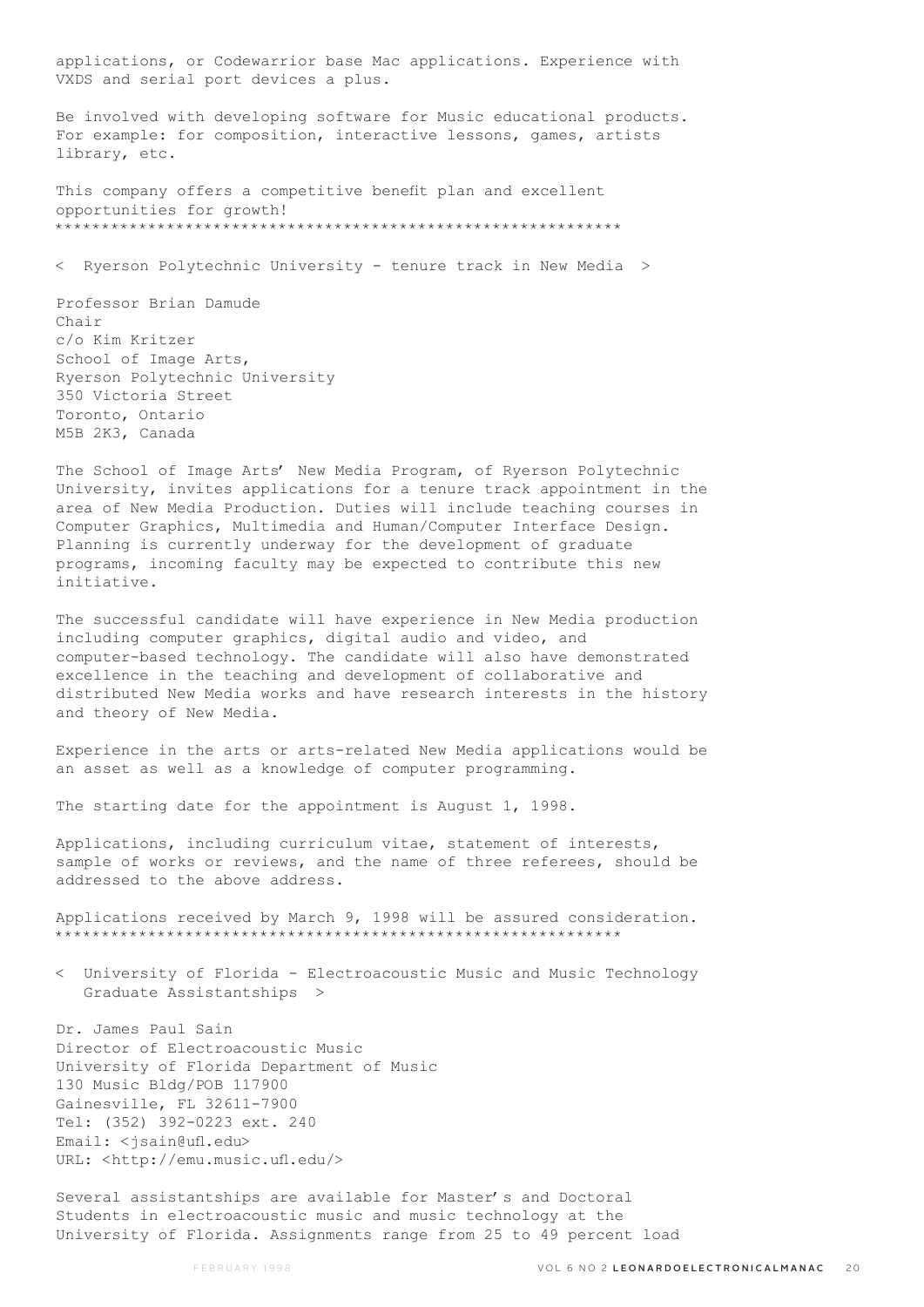applications, or Codewarrior base Mac applications. Experience with VXDS and serial port devices a plus.

Be involved with developing software for Music educational products. For example: for composition, interactive lessons, games, artists library, etc.

This company offers a competitive benefit plan and excellent opportunities for growth!

*************************************************************

< Ryerson Polytechnic University - tenure track in New Media >

Professor Brian Damude
Chair
c/o Kim Kritzer
School of Image Arts,
Ryerson Polytechnic University
350 Victoria Street
Toronto, Ontario
M5B 2K3, Canada

The School of Image Arts' New Media Program, of Ryerson Polytechnic University, invites applications for a tenure track appointment in the area of New Media Production. Duties will include teaching courses in Computer Graphics, Multimedia and Human/Computer Interface Design. Planning is currently underway for the development of graduate programs, incoming faculty may be expected to contribute this new initiative.

The successful candidate will have experience in New Media production including computer graphics, digital audio and video, and computer-based technology. The candidate will also have demonstrated excellence in the teaching and development of collaborative and distributed New Media works and have research interests in the history and theory of New Media.

Experience in the arts or arts-related New Media applications would be an asset as well as a knowledge of computer programming.

The starting date for the appointment is August 1, 1998.

Applications, including curriculum vitae, statement of interests, sample of works or reviews, and the name of three referees, should be addressed to the above address.

Applications received by March 9, 1998 will be assured consideration.

*************************************************************

< University of Florida - Electroacoustic Music and Music Technology Graduate Assistantships >

Dr. James Paul Sain
Director of Electroacoustic Music
University of Florida Department of Music
130 Music Bldg/POB 117900
Gainesville, FL 32611-7900
Tel: (352) 392-0223 ext. 240
Email: <jsain@ufl.edu>
URL: <http://emu.music.ufl.edu/>

Several assistantships are available for Master's and Doctoral Students in electroacoustic music and music technology at the University of Florida. Assignments range from 25 to 49 percent load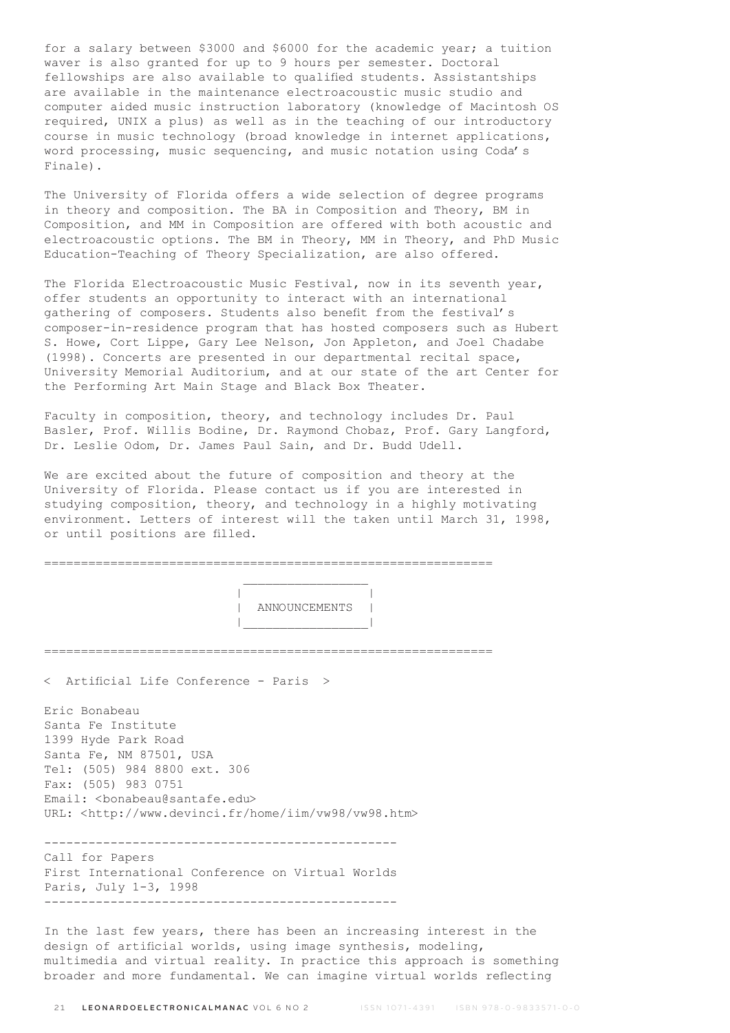for a salary between $3000 and $6000 for the academic year; a tuition waver is also granted for up to 9 hours per semester. Doctoral fellowships are also available to qualified students. Assistantships are available in the maintenance electroacoustic music studio and computer aided music instruction laboratory (knowledge of Macintosh OS required, UNIX a plus) as well as in the teaching of our introductory course in music technology (broad knowledge in internet applications, word processing, music sequencing, and music notation using Coda's Finale).

The University of Florida offers a wide selection of degree programs in theory and composition. The BA in Composition and Theory, BM in Composition, and MM in Composition are offered with both acoustic and electroacoustic options. The BM in Theory, MM in Theory, and PhD Music Education-Teaching of Theory Specialization, are also offered.

The Florida Electroacoustic Music Festival, now in its seventh year, offer students an opportunity to interact with an international gathering of composers. Students also benefit from the festival's composer-in-residence program that has hosted composers such as Hubert S. Howe, Cort Lippe, Gary Lee Nelson, Jon Appleton, and Joel Chadabe (1998). Concerts are presented in our departmental recital space, University Memorial Auditorium, and at our state of the art Center for the Performing Art Main Stage and Black Box Theater.

Faculty in composition, theory, and technology includes Dr. Paul Basler, Prof. Willis Bodine, Dr. Raymond Chobaz, Prof. Gary Langford, Dr. Leslie Odom, Dr. James Paul Sain, and Dr. Budd Udell.

We are excited about the future of composition and theory at the University of Florida. Please contact us if you are interested in studying composition, theory, and technology in a highly motivating environment. Letters of interest will the taken until March 31, 1998, or until positions are filled.

---

# ANNOUNCEMENTS

---

## < Artificial Life Conference - Paris >

Eric Bonabeau
Santa Fe Institute
1399 Hyde Park Road
Santa Fe, NM 87501, USA
Tel: (505) 984 8800 ext. 306
Fax: (505) 983 0751
Email: <bonabeau@santafe.edu>
URL: <http://www.devinci.fr/home/iim/vw98/vw98.htm>

---

Call for Papers
First International Conference on Virtual Worlds
Paris, July 1-3, 1998

---

In the last few years, there has been an increasing interest in the design of artificial worlds, using image synthesis, modeling, multimedia and virtual reality. In practice this approach is something broader and more fundamental. We can imagine virtual worlds reflecting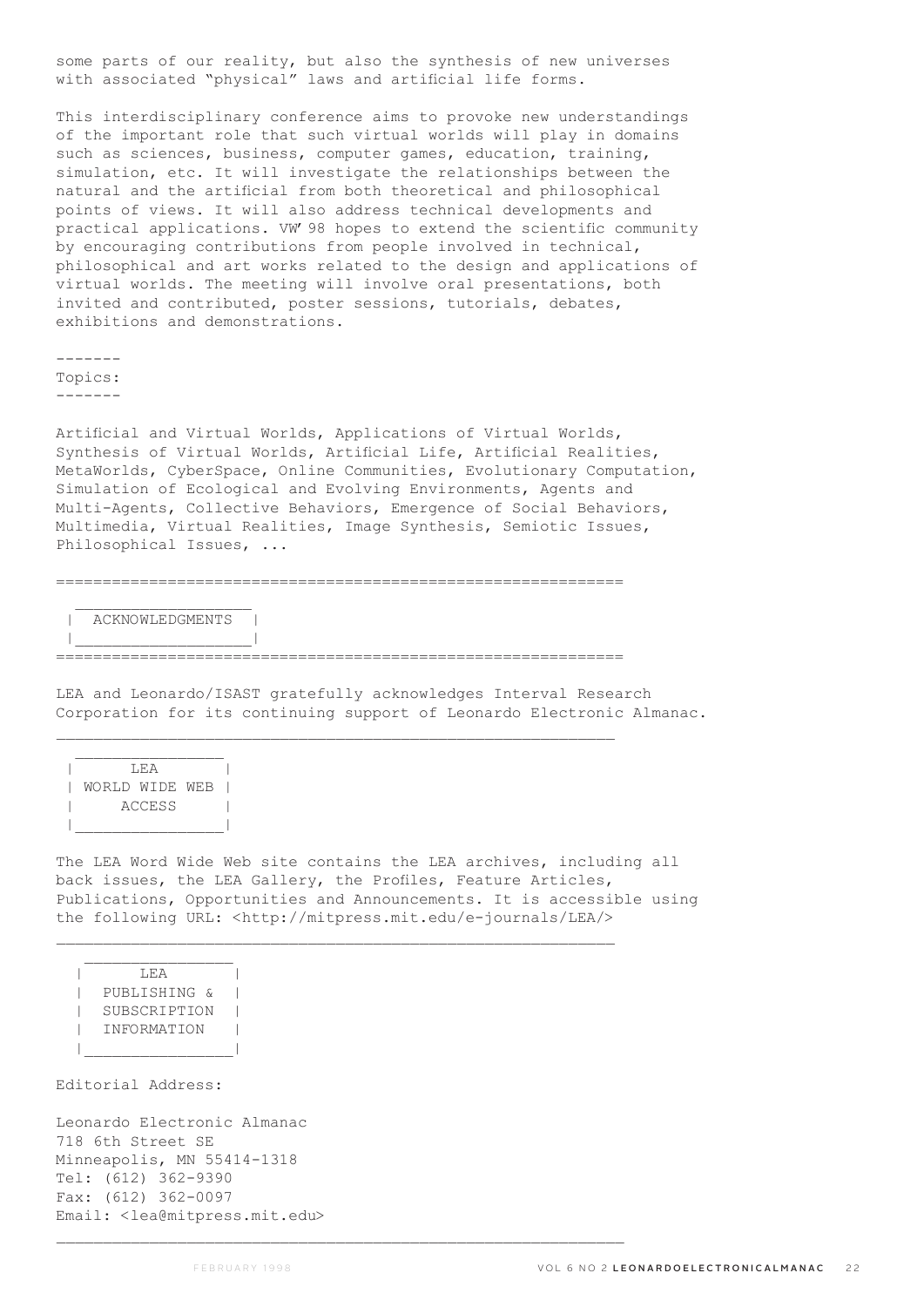some parts of our reality, but also the synthesis of new universes with associated "physical" laws and artificial life forms.

This interdisciplinary conference aims to provoke new understandings of the important role that such virtual worlds will play in domains such as sciences, business, computer games, education, training, simulation, etc. It will investigate the relationships between the natural and the artificial from both theoretical and philosophical points of views. It will also address technical developments and practical applications. VW'98 hopes to extend the scientific community by encouraging contributions from people involved in technical, philosophical and art works related to the design and applications of virtual worlds. The meeting will involve oral presentations, both invited and contributed, poster sessions, tutorials, debates, exhibitions and demonstrations.

## Topics:

Artificial and Virtual Worlds, Applications of Virtual Worlds, Synthesis of Virtual Worlds, Artificial Life, Artificial Realities, MetaWorlds, CyberSpace, Online Communities, Evolutionary Computation, Simulation of Ecological and Evolving Environments, Agents and Multi-Agents, Collective Behaviors, Emergence of Social Behaviors, Multimedia, Virtual Realities, Image Synthesis, Semiotic Issues, Philosophical Issues, ...

# ACKNOWLEDGMENTS

LEA and Leonardo/ISAST gratefully acknowledges Interval Research Corporation for its continuing support of Leonardo Electronic Almanac.

# LEA WORLD WIDE WEB ACCESS

The LEA Word Wide Web site contains the LEA archives, including all back issues, the LEA Gallery, the Profiles, Feature Articles, Publications, Opportunities and Announcements. It is accessible using the following URL: <http://mitpress.mit.edu/e-journals/LEA/>

# LEA PUBLISHING & SUBSCRIPTION INFORMATION

Editorial Address:

Leonardo Electronic Almanac
718 6th Street SE
Minneapolis, MN 55414-1318
Tel: (612) 362-9390
Fax: (612) 362-0097
Email: <lea@mitpress.mit.edu>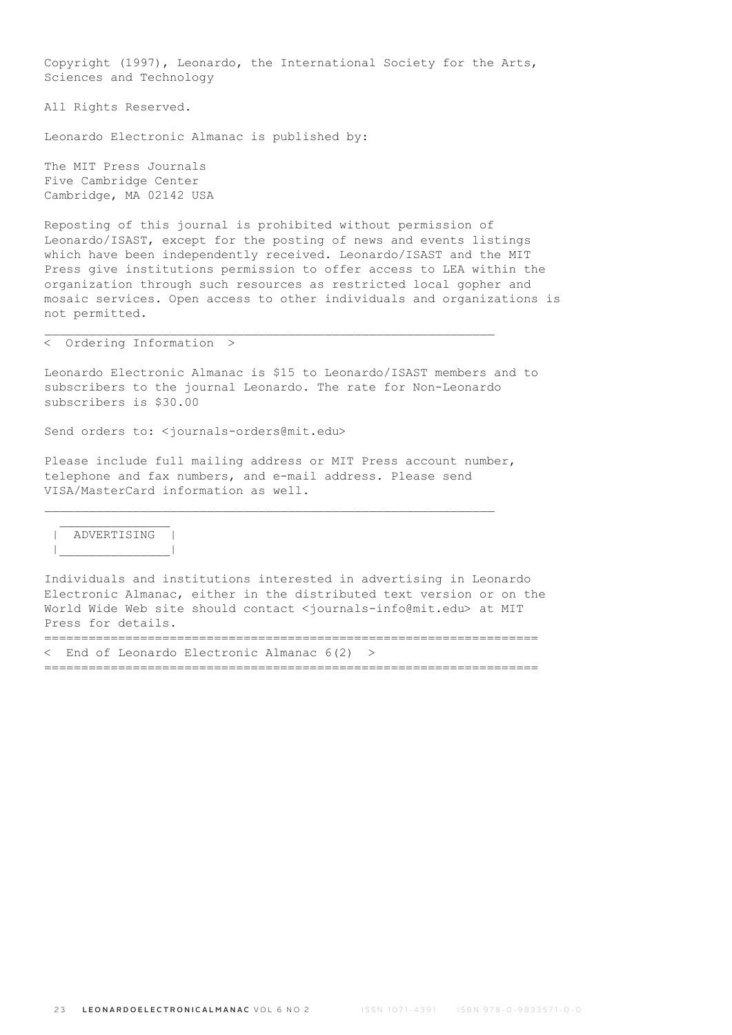Copyright (1997), Leonardo, the International Society for the Arts, Sciences and Technology

All Rights Reserved.

Leonardo Electronic Almanac is published by:

The MIT Press Journals  
Five Cambridge Center  
Cambridge, MA 02142 USA

Reposting of this journal is prohibited without permission of Leonardo/ISAST, except for the posting of news and events listings which have been independently received. Leonardo/ISAST and the MIT Press give institutions permission to offer access to LEA within the organization through such resources as restricted local gopher and mosaic services. Open access to other individuals and organizations is not permitted.

---

< Ordering Information >

Leonardo Electronic Almanac is $15 to Leonardo/ISAST members and to subscribers to the journal Leonardo. The rate for Non-Leonardo subscribers is $30.00

Send orders to: <journals-orders@mit.edu>

Please include full mailing address or MIT Press account number, telephone and fax numbers, and e-mail address. Please send VISA/MasterCard information as well.

---

## ADVERTISING

Individuals and institutions interested in advertising in Leonardo Electronic Almanac, either in the distributed text version or on the World Wide Web site should contact <journals-info@mit.edu> at MIT Press for details.

---

< End of Leonardo Electronic Almanac 6(2) >

---